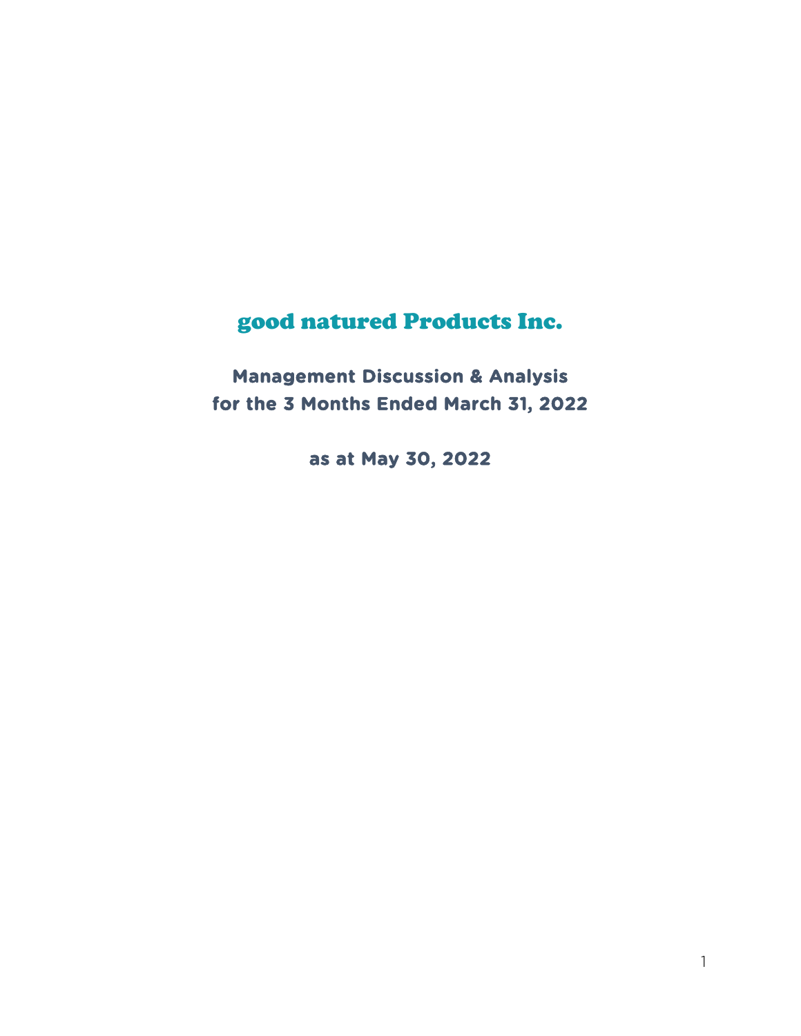# good natured Products Inc.

## Management Discussion & Analysis
## for the 3 Months Ended March 31, 2022

## as at May 30, 2022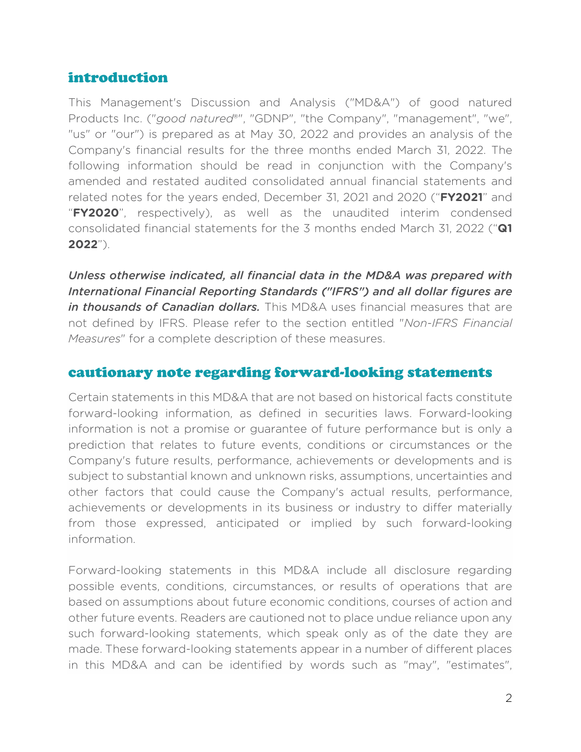## introduction

This Management's Discussion and Analysis ("MD&A") of good natured Products Inc. ("*good natured®*", "GDNP", "the Company", "management", "we", "us" or "our") is prepared as at May 30, 2022 and provides an analysis of the Company's financial results for the three months ended March 31, 2022. The following information should be read in conjunction with the Company's amended and restated audited consolidated annual financial statements and related notes for the years ended, December 31, 2021 and 2020 ("**FY2021**" and "**FY2020**", respectively), as well as the unaudited interim condensed consolidated financial statements for the 3 months ended March 31, 2022 ("**Q1 2022**").

***Unless otherwise indicated, all financial data in the MD&A was prepared with International Financial Reporting Standards ("IFRS") and all dollar figures are in thousands of Canadian dollars.*** This MD&A uses financial measures that are not defined by IFRS. Please refer to the section entitled "*Non-IFRS Financial Measures*" for a complete description of these measures.

## cautionary note regarding forward-looking statements

Certain statements in this MD&A that are not based on historical facts constitute forward-looking information, as defined in securities laws. Forward-looking information is not a promise or guarantee of future performance but is only a prediction that relates to future events, conditions or circumstances or the Company's future results, performance, achievements or developments and is subject to substantial known and unknown risks, assumptions, uncertainties and other factors that could cause the Company's actual results, performance, achievements or developments in its business or industry to differ materially from those expressed, anticipated or implied by such forward-looking information.

Forward-looking statements in this MD&A include all disclosure regarding possible events, conditions, circumstances, or results of operations that are based on assumptions about future economic conditions, courses of action and other future events. Readers are cautioned not to place undue reliance upon any such forward-looking statements, which speak only as of the date they are made. These forward-looking statements appear in a number of different places in this MD&A and can be identified by words such as "may", "estimates",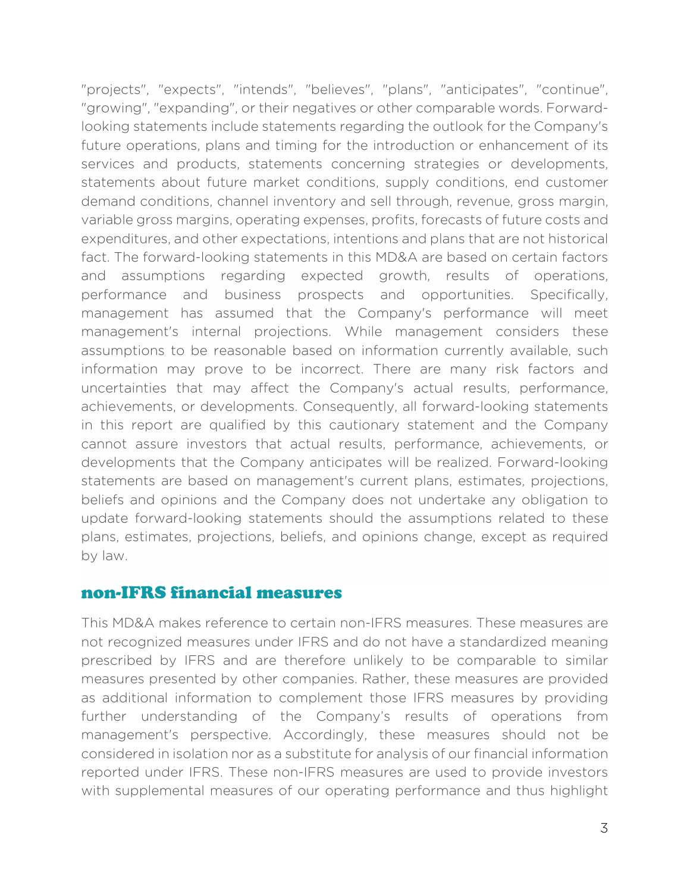"projects", "expects", "intends", "believes", "plans", "anticipates", "continue", "growing", "expanding", or their negatives or other comparable words. Forward-looking statements include statements regarding the outlook for the Company's future operations, plans and timing for the introduction or enhancement of its services and products, statements concerning strategies or developments, statements about future market conditions, supply conditions, end customer demand conditions, channel inventory and sell through, revenue, gross margin, variable gross margins, operating expenses, profits, forecasts of future costs and expenditures, and other expectations, intentions and plans that are not historical fact. The forward-looking statements in this MD&A are based on certain factors and assumptions regarding expected growth, results of operations, performance and business prospects and opportunities. Specifically, management has assumed that the Company's performance will meet management's internal projections. While management considers these assumptions to be reasonable based on information currently available, such information may prove to be incorrect. There are many risk factors and uncertainties that may affect the Company's actual results, performance, achievements, or developments. Consequently, all forward-looking statements in this report are qualified by this cautionary statement and the Company cannot assure investors that actual results, performance, achievements, or developments that the Company anticipates will be realized. Forward-looking statements are based on management's current plans, estimates, projections, beliefs and opinions and the Company does not undertake any obligation to update forward-looking statements should the assumptions related to these plans, estimates, projections, beliefs, and opinions change, except as required by law.

## non-IFRS financial measures

This MD&A makes reference to certain non-IFRS measures. These measures are not recognized measures under IFRS and do not have a standardized meaning prescribed by IFRS and are therefore unlikely to be comparable to similar measures presented by other companies. Rather, these measures are provided as additional information to complement those IFRS measures by providing further understanding of the Company's results of operations from management's perspective. Accordingly, these measures should not be considered in isolation nor as a substitute for analysis of our financial information reported under IFRS. These non-IFRS measures are used to provide investors with supplemental measures of our operating performance and thus highlight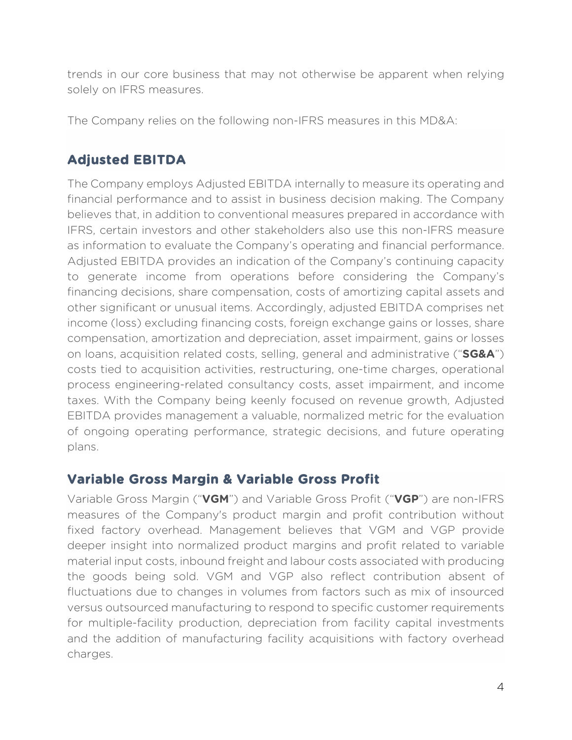trends in our core business that may not otherwise be apparent when relying solely on IFRS measures.

The Company relies on the following non-IFRS measures in this MD&A:

## Adjusted EBITDA

The Company employs Adjusted EBITDA internally to measure its operating and financial performance and to assist in business decision making. The Company believes that, in addition to conventional measures prepared in accordance with IFRS, certain investors and other stakeholders also use this non-IFRS measure as information to evaluate the Company's operating and financial performance. Adjusted EBITDA provides an indication of the Company's continuing capacity to generate income from operations before considering the Company's financing decisions, share compensation, costs of amortizing capital assets and other significant or unusual items. Accordingly, adjusted EBITDA comprises net income (loss) excluding financing costs, foreign exchange gains or losses, share compensation, amortization and depreciation, asset impairment, gains or losses on loans, acquisition related costs, selling, general and administrative ("**SG&A**") costs tied to acquisition activities, restructuring, one-time charges, operational process engineering-related consultancy costs, asset impairment, and income taxes. With the Company being keenly focused on revenue growth, Adjusted EBITDA provides management a valuable, normalized metric for the evaluation of ongoing operating performance, strategic decisions, and future operating plans.

## Variable Gross Margin & Variable Gross Profit

Variable Gross Margin ("**VGM**") and Variable Gross Profit ("**VGP**") are non-IFRS measures of the Company's product margin and profit contribution without fixed factory overhead. Management believes that VGM and VGP provide deeper insight into normalized product margins and profit related to variable material input costs, inbound freight and labour costs associated with producing the goods being sold. VGM and VGP also reflect contribution absent of fluctuations due to changes in volumes from factors such as mix of insourced versus outsourced manufacturing to respond to specific customer requirements for multiple-facility production, depreciation from facility capital investments and the addition of manufacturing facility acquisitions with factory overhead charges.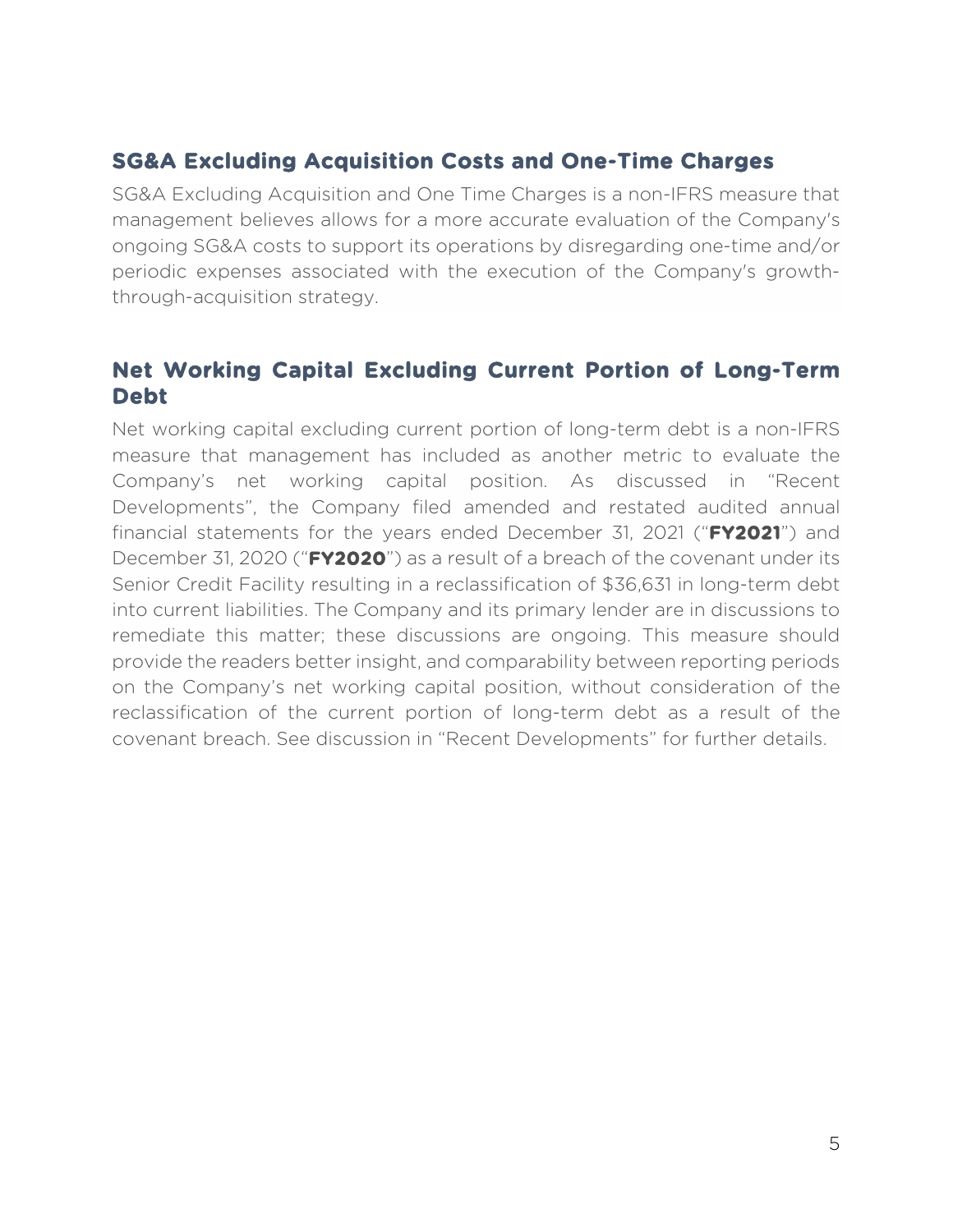## SG&A Excluding Acquisition Costs and One-Time Charges

SG&A Excluding Acquisition and One Time Charges is a non-IFRS measure that management believes allows for a more accurate evaluation of the Company's ongoing SG&A costs to support its operations by disregarding one-time and/or periodic expenses associated with the execution of the Company's growth-through-acquisition strategy.

## Net Working Capital Excluding Current Portion of Long-Term Debt

Net working capital excluding current portion of long-term debt is a non-IFRS measure that management has included as another metric to evaluate the Company's net working capital position. As discussed in "Recent Developments", the Company filed amended and restated audited annual financial statements for the years ended December 31, 2021 ("**FY2021**") and December 31, 2020 ("**FY2020**") as a result of a breach of the covenant under its Senior Credit Facility resulting in a reclassification of $36,631 in long-term debt into current liabilities. The Company and its primary lender are in discussions to remediate this matter; these discussions are ongoing. This measure should provide the readers better insight, and comparability between reporting periods on the Company's net working capital position, without consideration of the reclassification of the current portion of long-term debt as a result of the covenant breach. See discussion in "Recent Developments" for further details.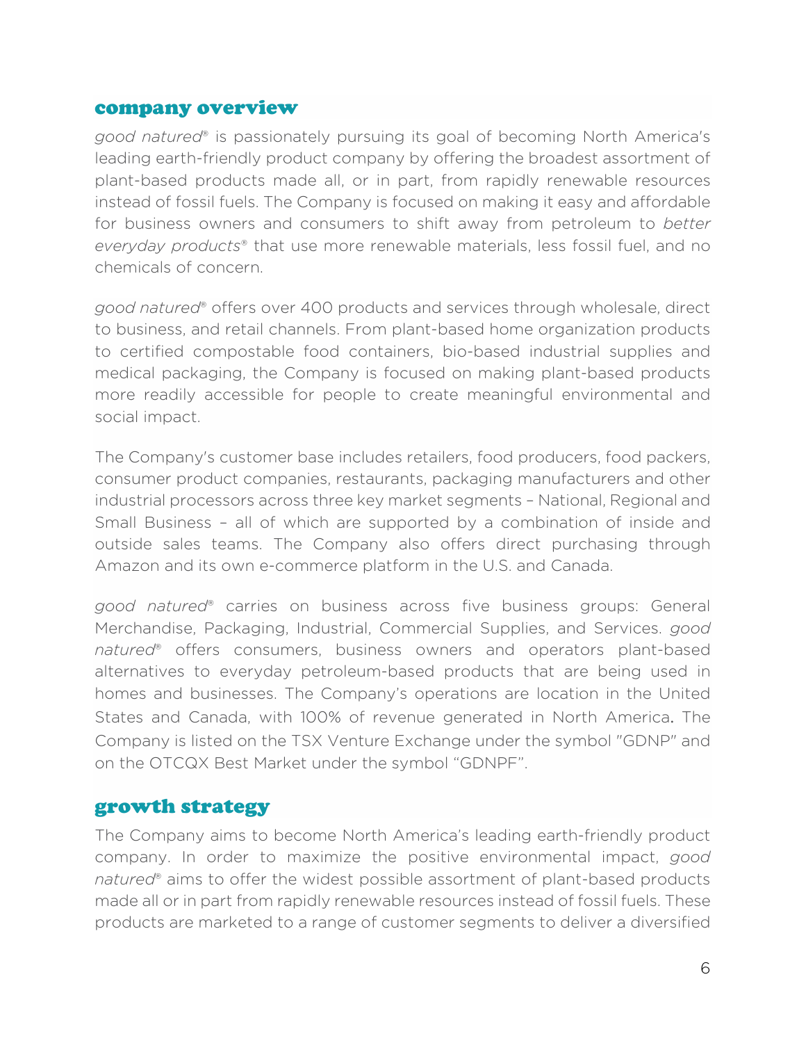## company overview

*good natured®* is passionately pursuing its goal of becoming North America's leading earth-friendly product company by offering the broadest assortment of plant-based products made all, or in part, from rapidly renewable resources instead of fossil fuels. The Company is focused on making it easy and affordable for business owners and consumers to shift away from petroleum to *better everyday products®* that use more renewable materials, less fossil fuel, and no chemicals of concern.

*good natured®* offers over 400 products and services through wholesale, direct to business, and retail channels. From plant-based home organization products to certified compostable food containers, bio-based industrial supplies and medical packaging, the Company is focused on making plant-based products more readily accessible for people to create meaningful environmental and social impact.

The Company's customer base includes retailers, food producers, food packers, consumer product companies, restaurants, packaging manufacturers and other industrial processors across three key market segments – National, Regional and Small Business – all of which are supported by a combination of inside and outside sales teams. The Company also offers direct purchasing through Amazon and its own e-commerce platform in the U.S. and Canada.

*good natured®* carries on business across five business groups: General Merchandise, Packaging, Industrial, Commercial Supplies, and Services. *good natured®* offers consumers, business owners and operators plant-based alternatives to everyday petroleum-based products that are being used in homes and businesses. The Company's operations are location in the United States and Canada, with 100% of revenue generated in North America. The Company is listed on the TSX Venture Exchange under the symbol "GDNP" and on the OTCQX Best Market under the symbol "GDNPF".

## growth strategy

The Company aims to become North America's leading earth-friendly product company. In order to maximize the positive environmental impact, *good natured®* aims to offer the widest possible assortment of plant-based products made all or in part from rapidly renewable resources instead of fossil fuels. These products are marketed to a range of customer segments to deliver a diversified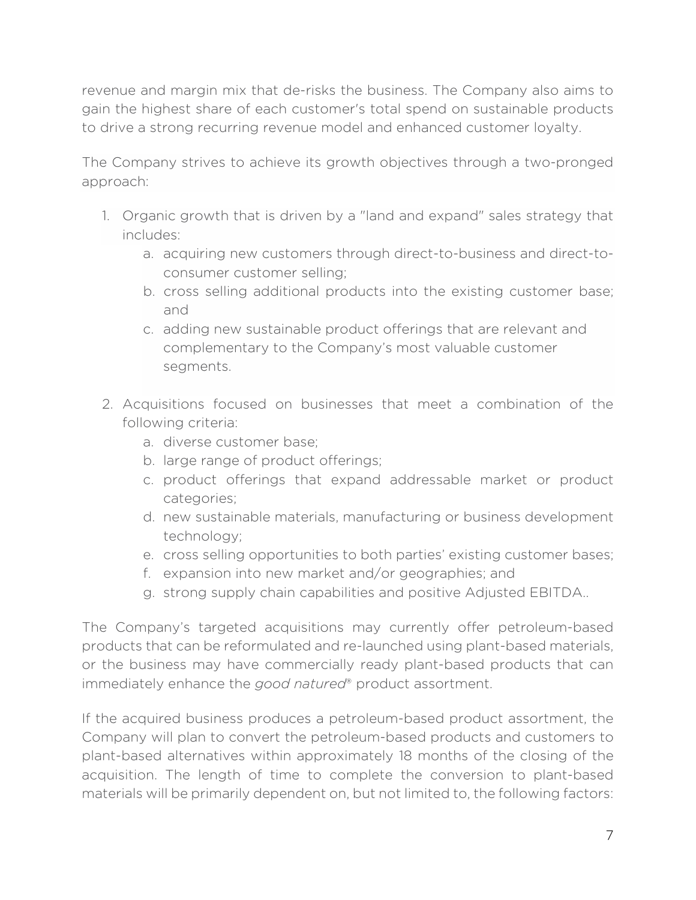revenue and margin mix that de-risks the business. The Company also aims to gain the highest share of each customer's total spend on sustainable products to drive a strong recurring revenue model and enhanced customer loyalty.

The Company strives to achieve its growth objectives through a two-pronged approach:

1. Organic growth that is driven by a "land and expand" sales strategy that includes:
    a. acquiring new customers through direct-to-business and direct-to-consumer customer selling;
    b. cross selling additional products into the existing customer base; and
    c. adding new sustainable product offerings that are relevant and complementary to the Company's most valuable customer segments.

2. Acquisitions focused on businesses that meet a combination of the following criteria:
    a. diverse customer base;
    b. large range of product offerings;
    c. product offerings that expand addressable market or product categories;
    d. new sustainable materials, manufacturing or business development technology;
    e. cross selling opportunities to both parties' existing customer bases;
    f. expansion into new market and/or geographies; and
    g. strong supply chain capabilities and positive Adjusted EBITDA..

The Company's targeted acquisitions may currently offer petroleum-based products that can be reformulated and re-launched using plant-based materials, or the business may have commercially ready plant-based products that can immediately enhance the *good natured*® product assortment.

If the acquired business produces a petroleum-based product assortment, the Company will plan to convert the petroleum-based products and customers to plant-based alternatives within approximately 18 months of the closing of the acquisition. The length of time to complete the conversion to plant-based materials will be primarily dependent on, but not limited to, the following factors: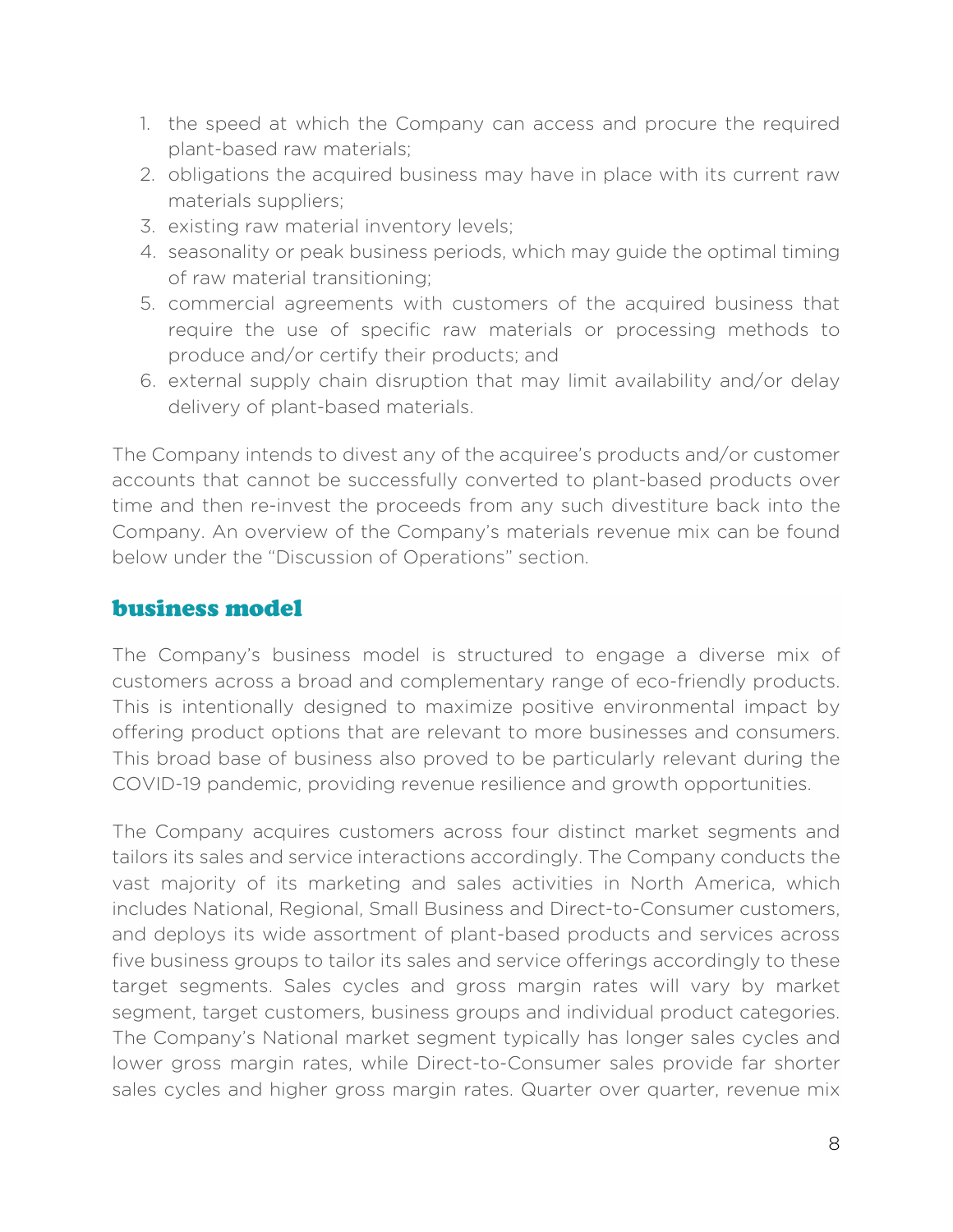1. the speed at which the Company can access and procure the required plant-based raw materials;
2. obligations the acquired business may have in place with its current raw materials suppliers;
3. existing raw material inventory levels;
4. seasonality or peak business periods, which may guide the optimal timing of raw material transitioning;
5. commercial agreements with customers of the acquired business that require the use of specific raw materials or processing methods to produce and/or certify their products; and
6. external supply chain disruption that may limit availability and/or delay delivery of plant-based materials.

The Company intends to divest any of the acquiree's products and/or customer accounts that cannot be successfully converted to plant-based products over time and then re-invest the proceeds from any such divestiture back into the Company. An overview of the Company's materials revenue mix can be found below under the "Discussion of Operations" section.

## business model

The Company's business model is structured to engage a diverse mix of customers across a broad and complementary range of eco-friendly products. This is intentionally designed to maximize positive environmental impact by offering product options that are relevant to more businesses and consumers. This broad base of business also proved to be particularly relevant during the COVID-19 pandemic, providing revenue resilience and growth opportunities.

The Company acquires customers across four distinct market segments and tailors its sales and service interactions accordingly. The Company conducts the vast majority of its marketing and sales activities in North America, which includes National, Regional, Small Business and Direct-to-Consumer customers, and deploys its wide assortment of plant-based products and services across five business groups to tailor its sales and service offerings accordingly to these target segments. Sales cycles and gross margin rates will vary by market segment, target customers, business groups and individual product categories. The Company's National market segment typically has longer sales cycles and lower gross margin rates, while Direct-to-Consumer sales provide far shorter sales cycles and higher gross margin rates. Quarter over quarter, revenue mix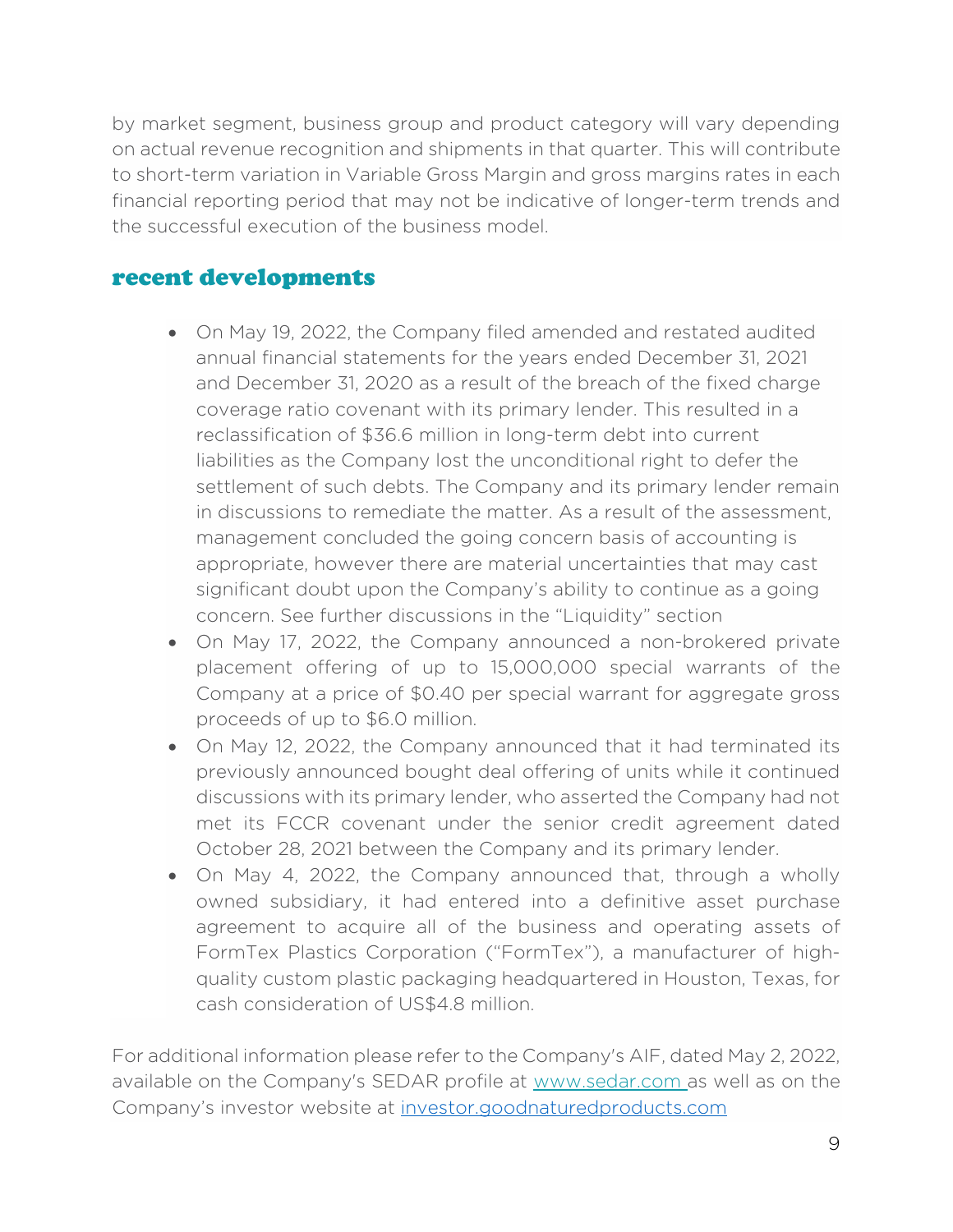by market segment, business group and product category will vary depending on actual revenue recognition and shipments in that quarter. This will contribute to short-term variation in Variable Gross Margin and gross margins rates in each financial reporting period that may not be indicative of longer-term trends and the successful execution of the business model.

## recent developments

- On May 19, 2022, the Company filed amended and restated audited annual financial statements for the years ended December 31, 2021 and December 31, 2020 as a result of the breach of the fixed charge coverage ratio covenant with its primary lender. This resulted in a reclassification of $36.6 million in long-term debt into current liabilities as the Company lost the unconditional right to defer the settlement of such debts. The Company and its primary lender remain in discussions to remediate the matter. As a result of the assessment, management concluded the going concern basis of accounting is appropriate, however there are material uncertainties that may cast significant doubt upon the Company's ability to continue as a going concern. See further discussions in the "Liquidity" section
- On May 17, 2022, the Company announced a non-brokered private placement offering of up to 15,000,000 special warrants of the Company at a price of $0.40 per special warrant for aggregate gross proceeds of up to $6.0 million.
- On May 12, 2022, the Company announced that it had terminated its previously announced bought deal offering of units while it continued discussions with its primary lender, who asserted the Company had not met its FCCR covenant under the senior credit agreement dated October 28, 2021 between the Company and its primary lender.
- On May 4, 2022, the Company announced that, through a wholly owned subsidiary, it had entered into a definitive asset purchase agreement to acquire all of the business and operating assets of FormTex Plastics Corporation ("FormTex"), a manufacturer of high-quality custom plastic packaging headquartered in Houston, Texas, for cash consideration of US$4.8 million.

For additional information please refer to the Company's AIF, dated May 2, 2022, available on the Company's SEDAR profile at [www.sedar.com](http://www.sedar.com) as well as on the Company's investor website at [investor.goodnaturedproducts.com](http://investor.goodnaturedproducts.com)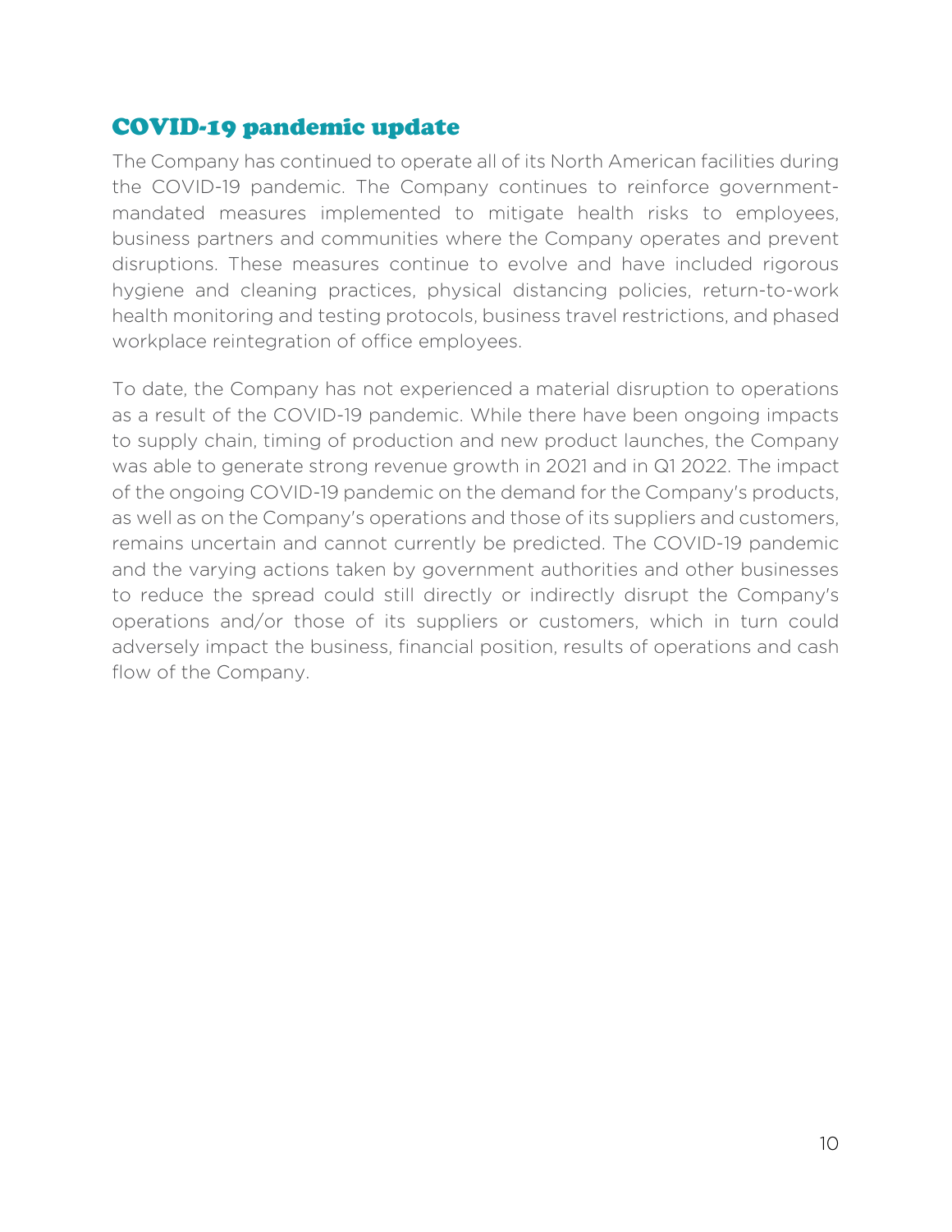## COVID-19 pandemic update

The Company has continued to operate all of its North American facilities during the COVID-19 pandemic. The Company continues to reinforce government-mandated measures implemented to mitigate health risks to employees, business partners and communities where the Company operates and prevent disruptions. These measures continue to evolve and have included rigorous hygiene and cleaning practices, physical distancing policies, return-to-work health monitoring and testing protocols, business travel restrictions, and phased workplace reintegration of office employees.

To date, the Company has not experienced a material disruption to operations as a result of the COVID-19 pandemic. While there have been ongoing impacts to supply chain, timing of production and new product launches, the Company was able to generate strong revenue growth in 2021 and in Q1 2022. The impact of the ongoing COVID-19 pandemic on the demand for the Company's products, as well as on the Company's operations and those of its suppliers and customers, remains uncertain and cannot currently be predicted. The COVID-19 pandemic and the varying actions taken by government authorities and other businesses to reduce the spread could still directly or indirectly disrupt the Company's operations and/or those of its suppliers or customers, which in turn could adversely impact the business, financial position, results of operations and cash flow of the Company.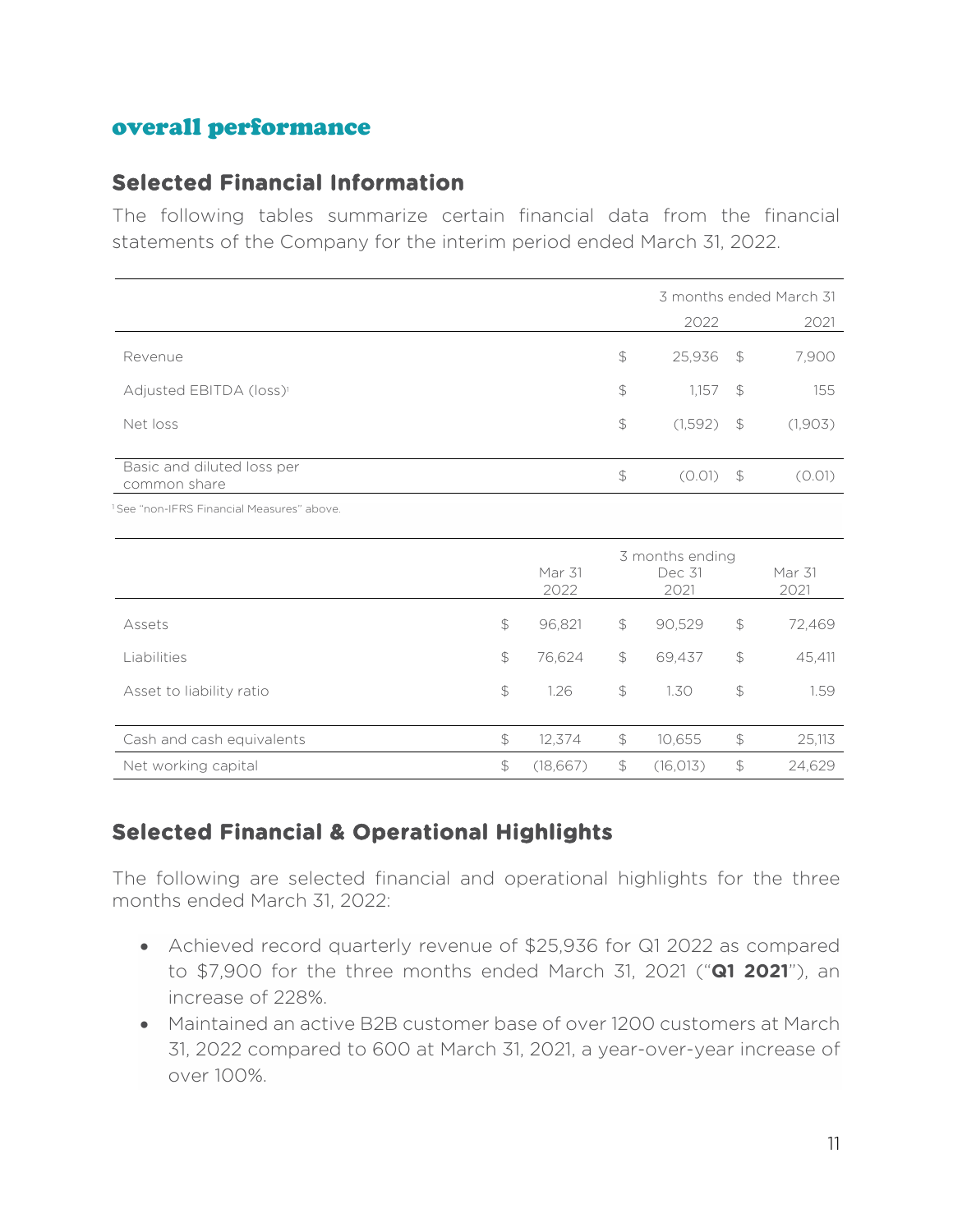# overall performance

## Selected Financial Information

The following tables summarize certain financial data from the financial statements of the Company for the interim period ended March 31, 2022.

| | 3 months ended March 31 | |
|---|---|---|
| | 2022 | 2021 |
| Revenue | $ 25,936 | $ 7,900 |
| Adjusted EBITDA (loss)[1] | $ 1,157 | $ 155 |
| Net loss | $ (1,592) | $ (1,903) |
| Basic and diluted loss per common share | $ (0.01) | $ (0.01) |

[1] See "non-IFRS Financial Measures" above.

| | 3 months ending | | |
|---|---|---|---|
| | Mar 31 2022 | Dec 31 2021 | Mar 31 2021 |
| Assets | $ 96,821 | $ 90,529 | $ 72,469 |
| Liabilities | $ 76,624 | $ 69,437 | $ 45,411 |
| Asset to liability ratio | $ 1.26 | $ 1.30 | $ 1.59 |
| Cash and cash equivalents | $ 12,374 | $ 10,655 | $ 25,113 |
| Net working capital | $ (18,667) | $ (16,013) | $ 24,629 |

## Selected Financial & Operational Highlights

The following are selected financial and operational highlights for the three months ended March 31, 2022:

- Achieved record quarterly revenue of $25,936 for Q1 2022 as compared to $7,900 for the three months ended March 31, 2021 ("**Q1 2021**"), an increase of 228%.
- Maintained an active B2B customer base of over 1200 customers at March 31, 2022 compared to 600 at March 31, 2021, a year-over-year increase of over 100%.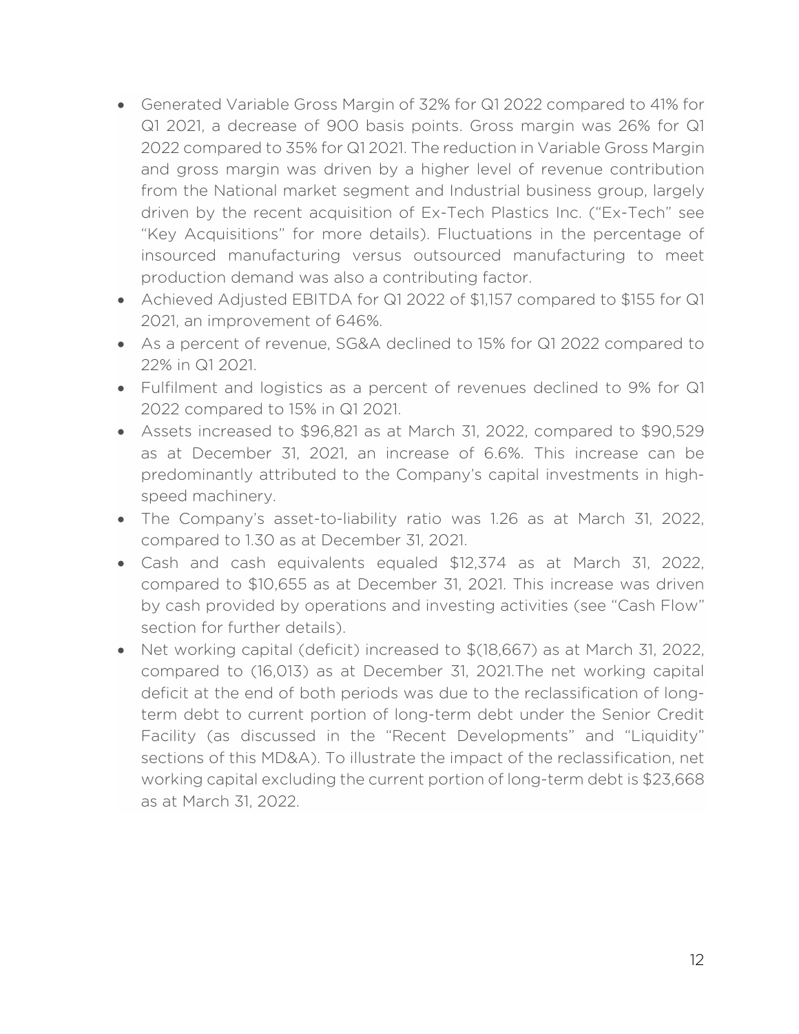- Generated Variable Gross Margin of 32% for Q1 2022 compared to 41% for Q1 2021, a decrease of 900 basis points. Gross margin was 26% for Q1 2022 compared to 35% for Q1 2021. The reduction in Variable Gross Margin and gross margin was driven by a higher level of revenue contribution from the National market segment and Industrial business group, largely driven by the recent acquisition of Ex-Tech Plastics Inc. ("Ex-Tech" see "Key Acquisitions" for more details). Fluctuations in the percentage of insourced manufacturing versus outsourced manufacturing to meet production demand was also a contributing factor.
- Achieved Adjusted EBITDA for Q1 2022 of $1,157 compared to $155 for Q1 2021, an improvement of 646%.
- As a percent of revenue, SG&A declined to 15% for Q1 2022 compared to 22% in Q1 2021.
- Fulfilment and logistics as a percent of revenues declined to 9% for Q1 2022 compared to 15% in Q1 2021.
- Assets increased to $96,821 as at March 31, 2022, compared to $90,529 as at December 31, 2021, an increase of 6.6%. This increase can be predominantly attributed to the Company's capital investments in high-speed machinery.
- The Company's asset-to-liability ratio was 1.26 as at March 31, 2022, compared to 1.30 as at December 31, 2021.
- Cash and cash equivalents equaled $12,374 as at March 31, 2022, compared to $10,655 as at December 31, 2021. This increase was driven by cash provided by operations and investing activities (see "Cash Flow" section for further details).
- Net working capital (deficit) increased to $(18,667) as at March 31, 2022, compared to (16,013) as at December 31, 2021.The net working capital deficit at the end of both periods was due to the reclassification of long-term debt to current portion of long-term debt under the Senior Credit Facility (as discussed in the "Recent Developments" and "Liquidity" sections of this MD&A). To illustrate the impact of the reclassification, net working capital excluding the current portion of long-term debt is $23,668 as at March 31, 2022.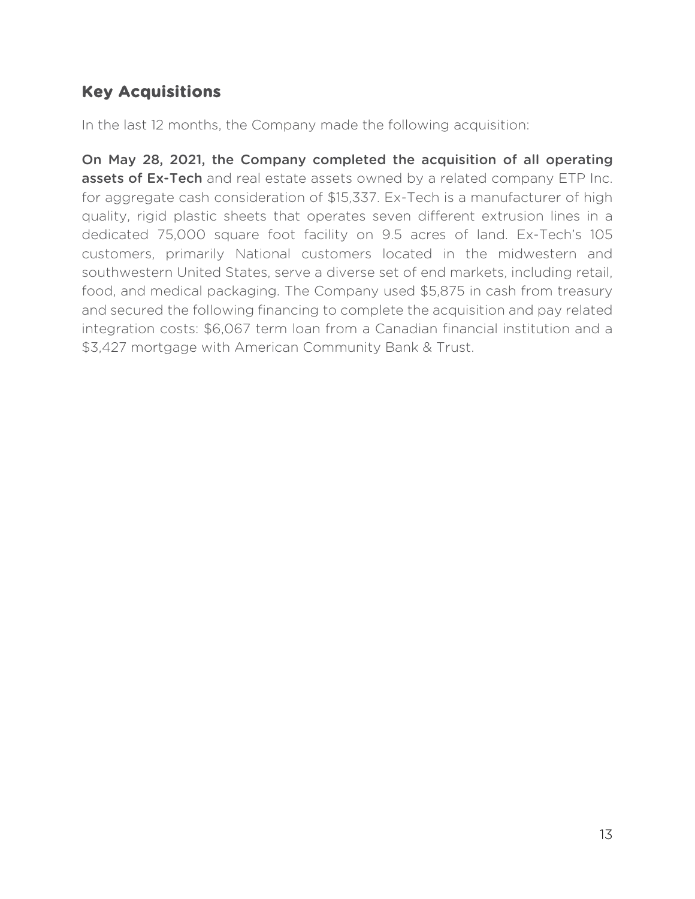## Key Acquisitions

In the last 12 months, the Company made the following acquisition:

**On May 28, 2021, the Company completed the acquisition of all operating assets of Ex-Tech** and real estate assets owned by a related company ETP Inc. for aggregate cash consideration of $15,337. Ex-Tech is a manufacturer of high quality, rigid plastic sheets that operates seven different extrusion lines in a dedicated 75,000 square foot facility on 9.5 acres of land. Ex-Tech's 105 customers, primarily National customers located in the midwestern and southwestern United States, serve a diverse set of end markets, including retail, food, and medical packaging. The Company used $5,875 in cash from treasury and secured the following financing to complete the acquisition and pay related integration costs: $6,067 term loan from a Canadian financial institution and a $3,427 mortgage with American Community Bank & Trust.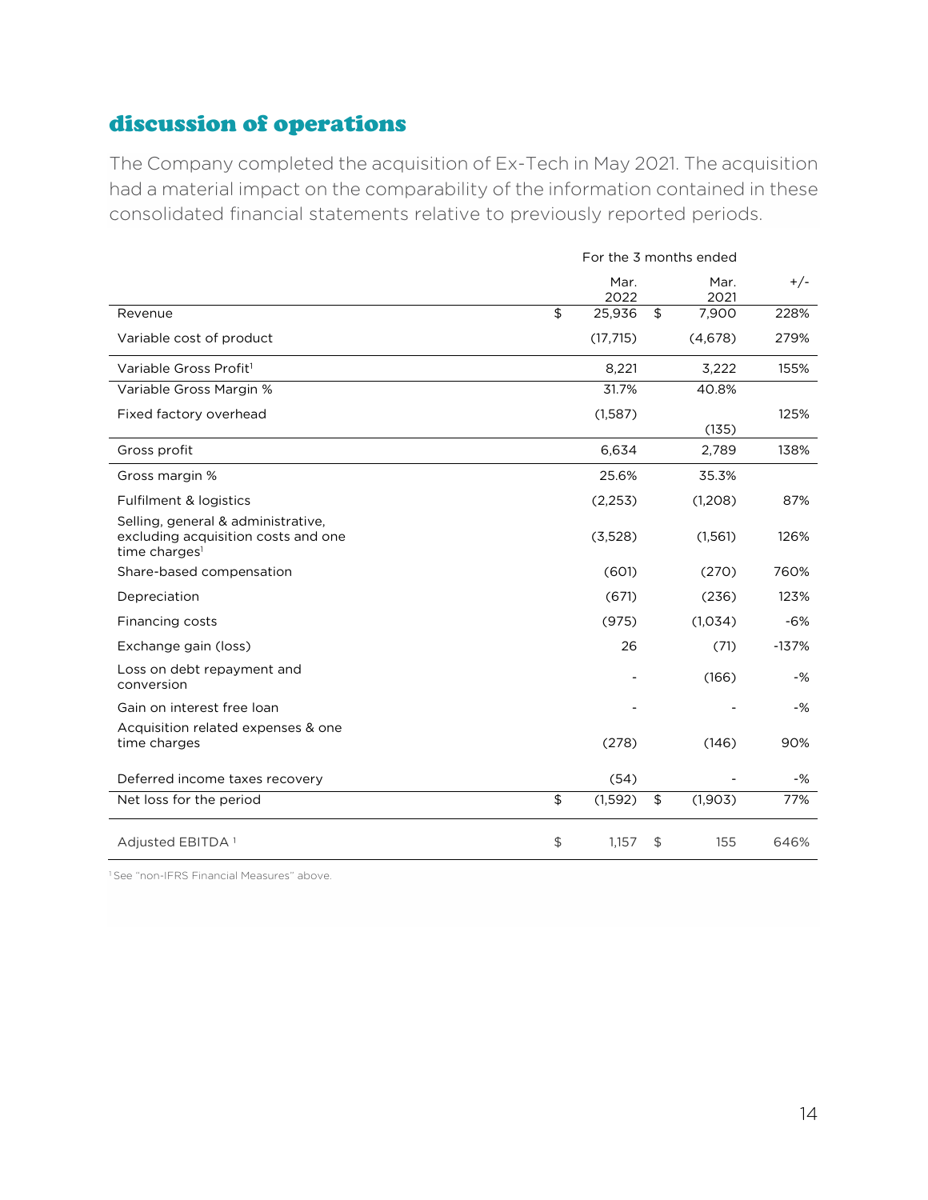## discussion of operations

The Company completed the acquisition of Ex-Tech in May 2021. The acquisition had a material impact on the comparability of the information contained in these consolidated financial statements relative to previously reported periods.

| | For the 3 months ended | | |
|---|---|---|---|
| | Mar. 2022 | Mar. 2021 | +/- |
| Revenue | $ 25,936 | $ 7,900 | 228% |
| Variable cost of product | (17,715) | (4,678) | 279% |
| Variable Gross Profit[1] | 8,221 | 3,222 | 155% |
| Variable Gross Margin % | 31.7% | 40.8% | |
| Fixed factory overhead | (1,587) | (135) | 125% |
| Gross profit | 6,634 | 2,789 | 138% |
| Gross margin % | 25.6% | 35.3% | |
| Fulfilment & logistics | (2,253) | (1,208) | 87% |
| Selling, general & administrative, excluding acquisition costs and one time charges[1] | (3,528) | (1,561) | 126% |
| Share-based compensation | (601) | (270) | 760% |
| Depreciation | (671) | (236) | 123% |
| Financing costs | (975) | (1,034) | -6% |
| Exchange gain (loss) | 26 | (71) | -137% |
| Loss on debt repayment and conversion | - | (166) | -% |
| Gain on interest free loan | - | - | -% |
| Acquisition related expenses & one time charges | (278) | (146) | 90% |
| Deferred income taxes recovery | (54) | - | -% |
| Net loss for the period | $ (1,592) | $ (1,903) | 77% |
| Adjusted EBITDA [1] | $ 1,157 | $ 155 | 646% |

[1] See "non-IFRS Financial Measures" above.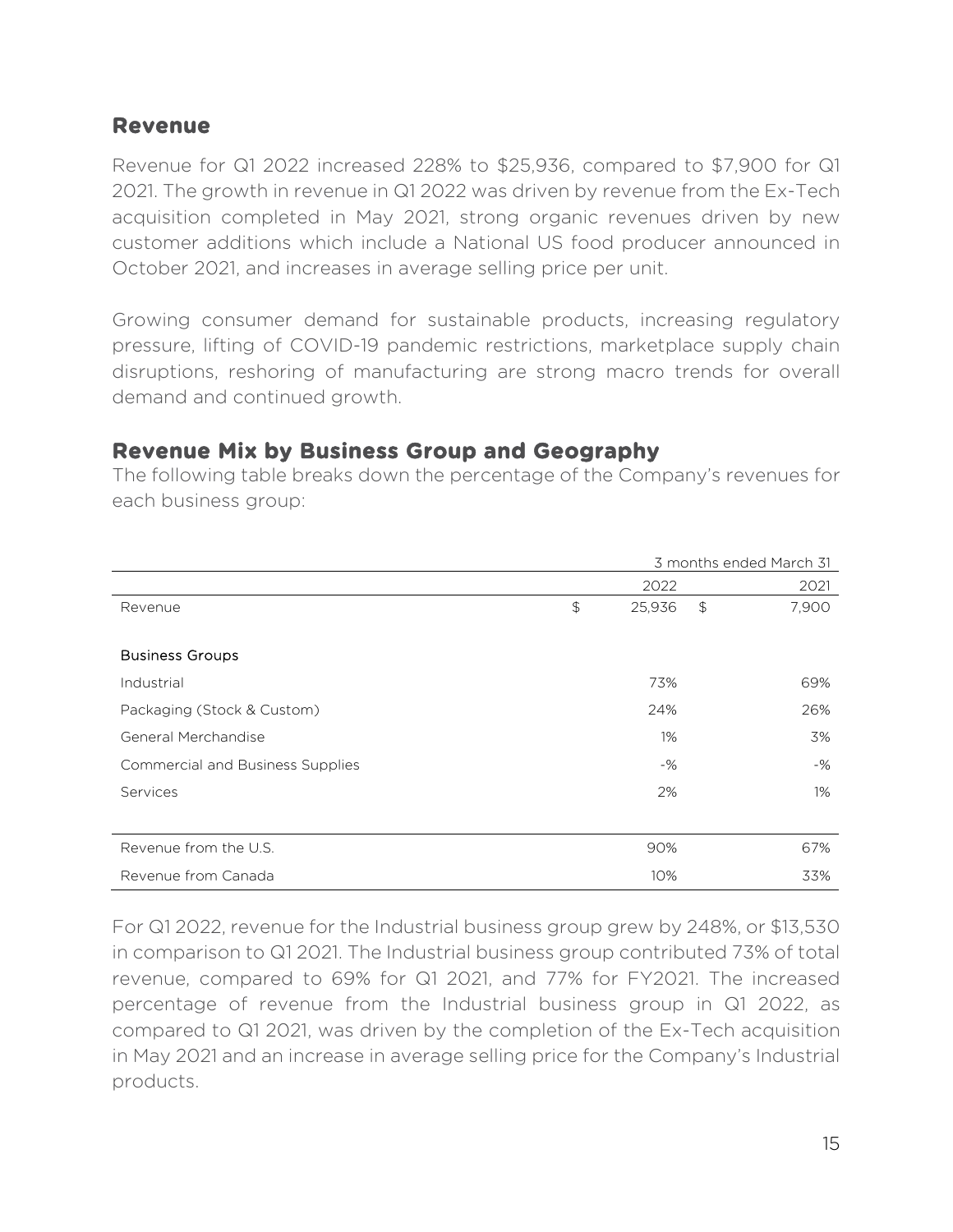## Revenue

Revenue for Q1 2022 increased 228% to $25,936, compared to $7,900 for Q1 2021. The growth in revenue in Q1 2022 was driven by revenue from the Ex-Tech acquisition completed in May 2021, strong organic revenues driven by new customer additions which include a National US food producer announced in October 2021, and increases in average selling price per unit.

Growing consumer demand for sustainable products, increasing regulatory pressure, lifting of COVID-19 pandemic restrictions, marketplace supply chain disruptions, reshoring of manufacturing are strong macro trends for overall demand and continued growth.

## Revenue Mix by Business Group and Geography

The following table breaks down the percentage of the Company's revenues for each business group:

| | 3 months ended March 31 | |
|---|---|---|
| | 2022 | 2021 |
| Revenue | $ 25,936 | $ 7,900 |
| | | |
| Business Groups | | |
| Industrial | 73% | 69% |
| Packaging (Stock & Custom) | 24% | 26% |
| General Merchandise | 1% | 3% |
| Commercial and Business Supplies | -% | -% |
| Services | 2% | 1% |
| | | |
| Revenue from the U.S. | 90% | 67% |
| Revenue from Canada | 10% | 33% |

For Q1 2022, revenue for the Industrial business group grew by 248%, or $13,530 in comparison to Q1 2021. The Industrial business group contributed 73% of total revenue, compared to 69% for Q1 2021, and 77% for FY2021. The increased percentage of revenue from the Industrial business group in Q1 2022, as compared to Q1 2021, was driven by the completion of the Ex-Tech acquisition in May 2021 and an increase in average selling price for the Company's Industrial products.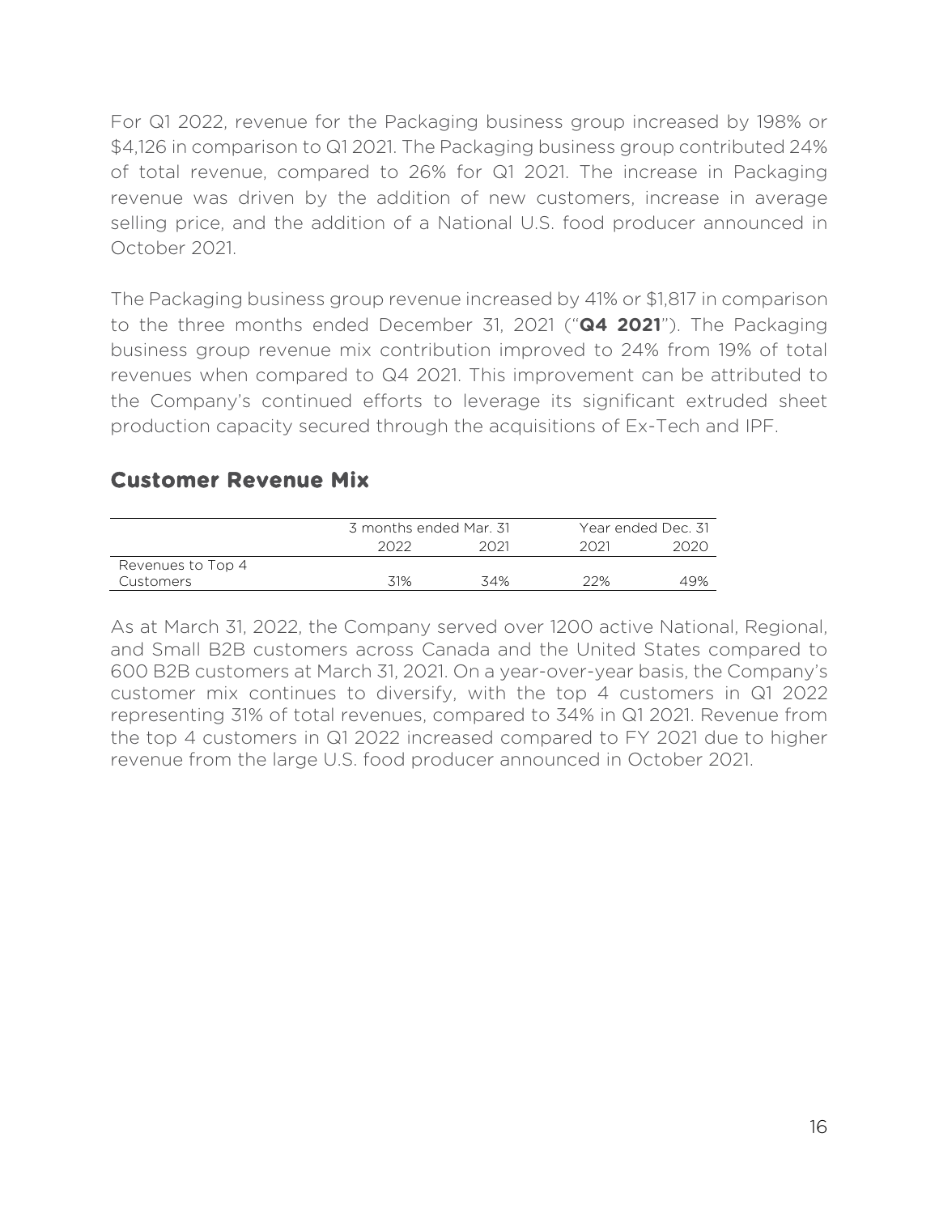For Q1 2022, revenue for the Packaging business group increased by 198% or $4,126 in comparison to Q1 2021. The Packaging business group contributed 24% of total revenue, compared to 26% for Q1 2021. The increase in Packaging revenue was driven by the addition of new customers, increase in average selling price, and the addition of a National U.S. food producer announced in October 2021.

The Packaging business group revenue increased by 41% or $1,817 in comparison to the three months ended December 31, 2021 ("**Q4 2021**"). The Packaging business group revenue mix contribution improved to 24% from 19% of total revenues when compared to Q4 2021. This improvement can be attributed to the Company's continued efforts to leverage its significant extruded sheet production capacity secured through the acquisitions of Ex-Tech and IPF.

## Customer Revenue Mix

| | 3 months ended Mar. 31 | | Year ended Dec. 31 | |
|---|---|---|---|---|
| | 2022 | 2021 | 2021 | 2020 |
| Revenues to Top 4 Customers | 31% | 34% | 22% | 49% |

As at March 31, 2022, the Company served over 1200 active National, Regional, and Small B2B customers across Canada and the United States compared to 600 B2B customers at March 31, 2021. On a year-over-year basis, the Company's customer mix continues to diversify, with the top 4 customers in Q1 2022 representing 31% of total revenues, compared to 34% in Q1 2021. Revenue from the top 4 customers in Q1 2022 increased compared to FY 2021 due to higher revenue from the large U.S. food producer announced in October 2021.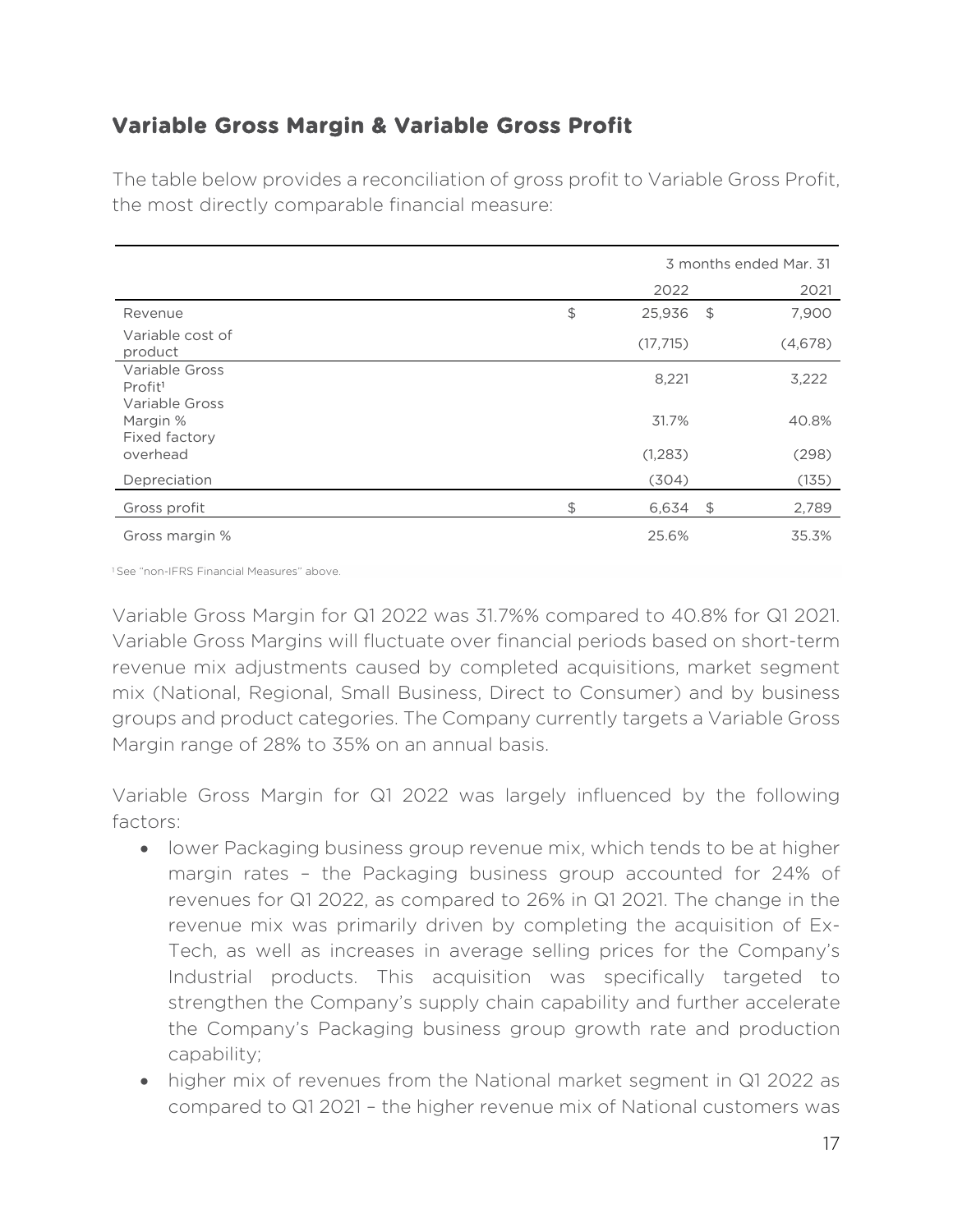## Variable Gross Margin & Variable Gross Profit

The table below provides a reconciliation of gross profit to Variable Gross Profit, the most directly comparable financial measure:

| | 3 months ended Mar. 31 | |
|---|---|---|
| | 2022 | 2021 |
| Revenue | $ 25,936 | $ 7,900 |
| Variable cost of product | (17,715) | (4,678) |
| Variable Gross Profit[1] | 8,221 | 3,222 |
| Variable Gross Margin % | 31.7% | 40.8% |
| Fixed factory overhead | (1,283) | (298) |
| Depreciation | (304) | (135) |
| Gross profit | $ 6,634 | $ 2,789 |
| Gross margin % | 25.6% | 35.3% |

[1] See "non-IFRS Financial Measures" above.

Variable Gross Margin for Q1 2022 was 31.7%% compared to 40.8% for Q1 2021. Variable Gross Margins will fluctuate over financial periods based on short-term revenue mix adjustments caused by completed acquisitions, market segment mix (National, Regional, Small Business, Direct to Consumer) and by business groups and product categories. The Company currently targets a Variable Gross Margin range of 28% to 35% on an annual basis.

Variable Gross Margin for Q1 2022 was largely influenced by the following factors:

- lower Packaging business group revenue mix, which tends to be at higher margin rates – the Packaging business group accounted for 24% of revenues for Q1 2022, as compared to 26% in Q1 2021. The change in the revenue mix was primarily driven by completing the acquisition of Ex-Tech, as well as increases in average selling prices for the Company's Industrial products. This acquisition was specifically targeted to strengthen the Company's supply chain capability and further accelerate the Company's Packaging business group growth rate and production capability;
- higher mix of revenues from the National market segment in Q1 2022 as compared to Q1 2021 – the higher revenue mix of National customers was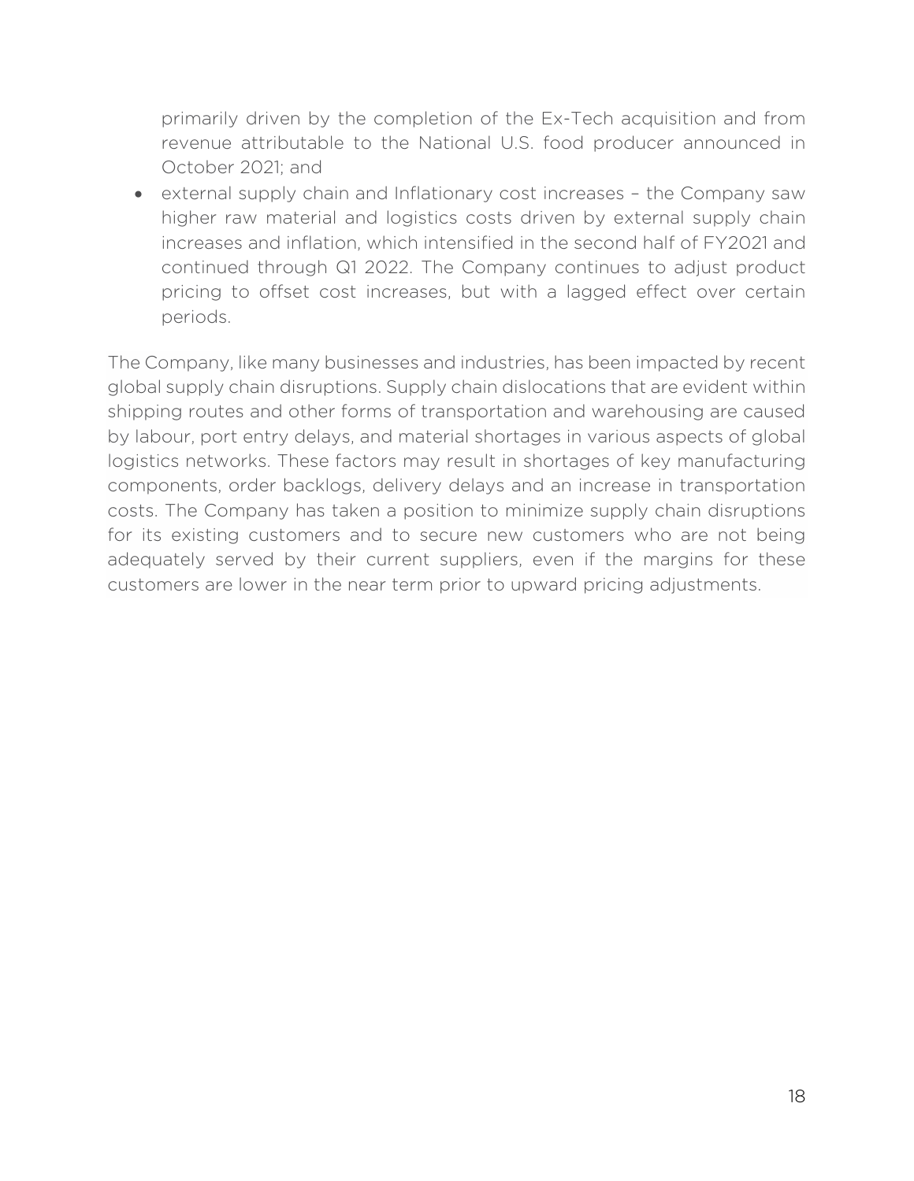primarily driven by the completion of the Ex-Tech acquisition and from revenue attributable to the National U.S. food producer announced in October 2021; and

- external supply chain and Inflationary cost increases – the Company saw higher raw material and logistics costs driven by external supply chain increases and inflation, which intensified in the second half of FY2021 and continued through Q1 2022. The Company continues to adjust product pricing to offset cost increases, but with a lagged effect over certain periods.

The Company, like many businesses and industries, has been impacted by recent global supply chain disruptions. Supply chain dislocations that are evident within shipping routes and other forms of transportation and warehousing are caused by labour, port entry delays, and material shortages in various aspects of global logistics networks. These factors may result in shortages of key manufacturing components, order backlogs, delivery delays and an increase in transportation costs. The Company has taken a position to minimize supply chain disruptions for its existing customers and to secure new customers who are not being adequately served by their current suppliers, even if the margins for these customers are lower in the near term prior to upward pricing adjustments.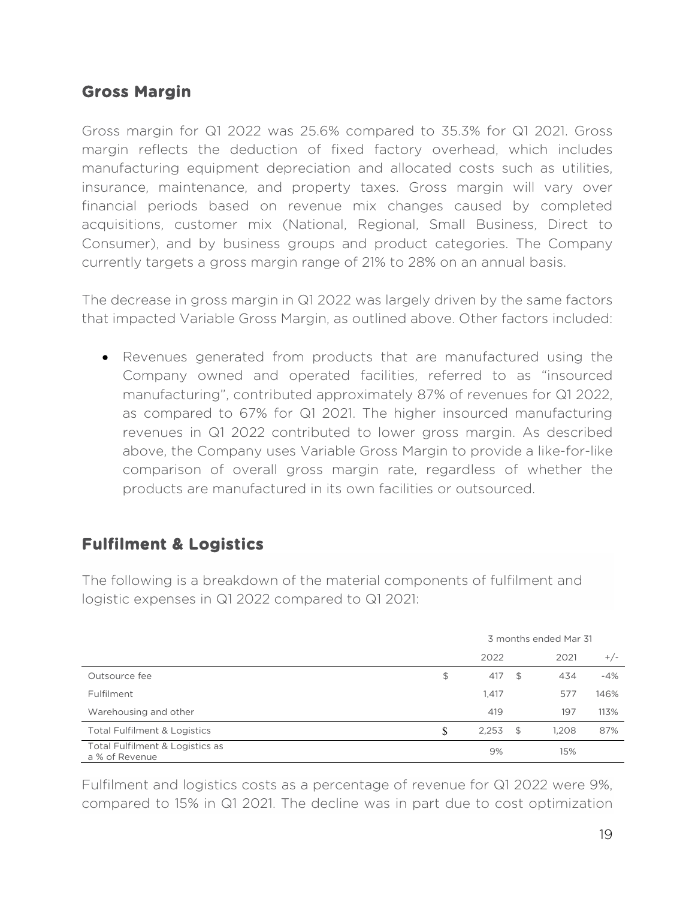## Gross Margin

Gross margin for Q1 2022 was 25.6% compared to 35.3% for Q1 2021. Gross margin reflects the deduction of fixed factory overhead, which includes manufacturing equipment depreciation and allocated costs such as utilities, insurance, maintenance, and property taxes. Gross margin will vary over financial periods based on revenue mix changes caused by completed acquisitions, customer mix (National, Regional, Small Business, Direct to Consumer), and by business groups and product categories. The Company currently targets a gross margin range of 21% to 28% on an annual basis.

The decrease in gross margin in Q1 2022 was largely driven by the same factors that impacted Variable Gross Margin, as outlined above. Other factors included:

- Revenues generated from products that are manufactured using the Company owned and operated facilities, referred to as "insourced manufacturing", contributed approximately 87% of revenues for Q1 2022, as compared to 67% for Q1 2021. The higher insourced manufacturing revenues in Q1 2022 contributed to lower gross margin. As described above, the Company uses Variable Gross Margin to provide a like-for-like comparison of overall gross margin rate, regardless of whether the products are manufactured in its own facilities or outsourced.

## Fulfilment & Logistics

The following is a breakdown of the material components of fulfilment and logistic expenses in Q1 2022 compared to Q1 2021:

| | 3 months ended Mar 31 | | |
|---|---|---|---|
| | 2022 | 2021 | +/- |
| Outsource fee | $ 417 | $ 434 | -4% |
| Fulfilment | 1,417 | 577 | 146% |
| Warehousing and other | 419 | 197 | 113% |
| Total Fulfilment & Logistics | $ 2,253 | $ 1,208 | 87% |
| Total Fulfilment & Logistics as a % of Revenue | 9% | 15% | |

Fulfilment and logistics costs as a percentage of revenue for Q1 2022 were 9%, compared to 15% in Q1 2021. The decline was in part due to cost optimization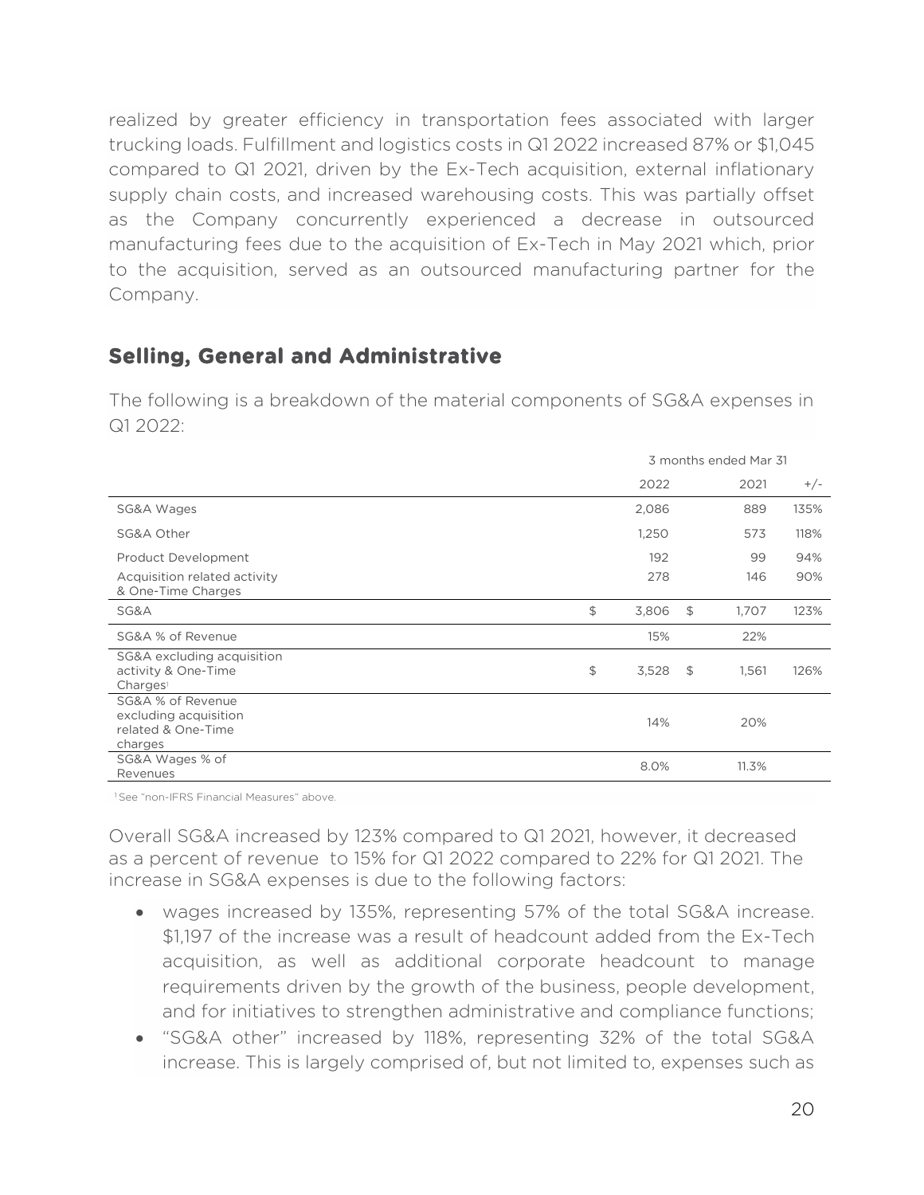realized by greater efficiency in transportation fees associated with larger trucking loads. Fulfillment and logistics costs in Q1 2022 increased 87% or $1,045 compared to Q1 2021, driven by the Ex-Tech acquisition, external inflationary supply chain costs, and increased warehousing costs. This was partially offset as the Company concurrently experienced a decrease in outsourced manufacturing fees due to the acquisition of Ex-Tech in May 2021 which, prior to the acquisition, served as an outsourced manufacturing partner for the Company.

## Selling, General and Administrative

The following is a breakdown of the material components of SG&A expenses in Q1 2022:

| | 3 months ended Mar 31 | | |
|---|---|---|---|
| | 2022 | 2021 | +/- |
| SG&A Wages | 2,086 | 889 | 135% |
| SG&A Other | 1,250 | 573 | 118% |
| Product Development | 192 | 99 | 94% |
| Acquisition related activity & One-Time Charges | 278 | 146 | 90% |
| SG&A | $ 3,806 | $ 1,707 | 123% |
| SG&A % of Revenue | 15% | 22% | |
| SG&A excluding acquisition activity & One-Time Charges[1] | $ 3,528 | $ 1,561 | 126% |
| SG&A % of Revenue excluding acquisition related & One-Time charges | 14% | 20% | |
| SG&A Wages % of Revenues | 8.0% | 11.3% | |

[1] See "non-IFRS Financial Measures" above.

Overall SG&A increased by 123% compared to Q1 2021, however, it decreased as a percent of revenue to 15% for Q1 2022 compared to 22% for Q1 2021. The increase in SG&A expenses is due to the following factors:

- wages increased by 135%, representing 57% of the total SG&A increase. $1,197 of the increase was a result of headcount added from the Ex-Tech acquisition, as well as additional corporate headcount to manage requirements driven by the growth of the business, people development, and for initiatives to strengthen administrative and compliance functions;
- "SG&A other" increased by 118%, representing 32% of the total SG&A increase. This is largely comprised of, but not limited to, expenses such as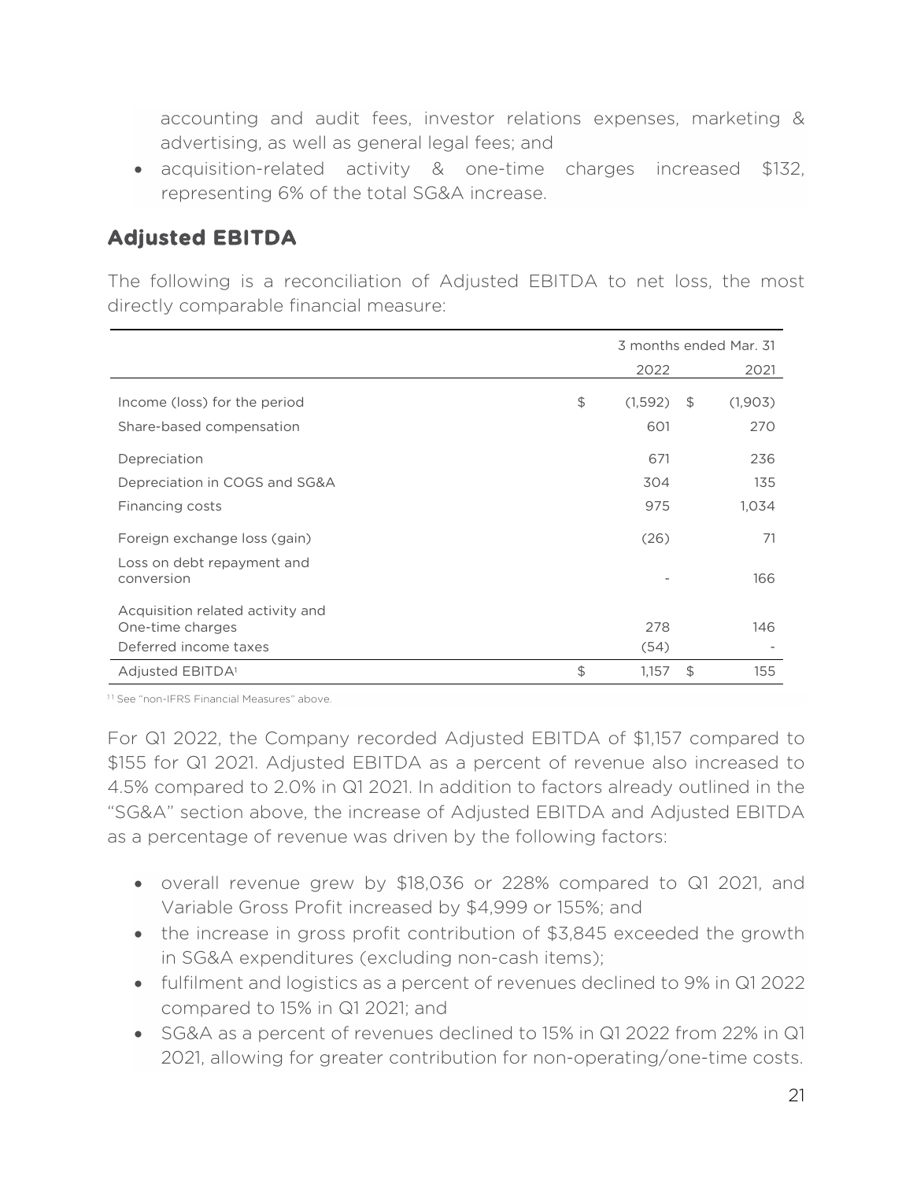accounting and audit fees, investor relations expenses, marketing & advertising, as well as general legal fees; and

- acquisition-related activity & one-time charges increased $132, representing 6% of the total SG&A increase.

## Adjusted EBITDA

The following is a reconciliation of Adjusted EBITDA to net loss, the most directly comparable financial measure:

| | 3 months ended Mar. 31 | |
|---|---|---|
| | 2022 | 2021 |
| Income (loss) for the period | $ (1,592) | $ (1,903) |
| Share-based compensation | 601 | 270 |
| Depreciation | 671 | 236 |
| Depreciation in COGS and SG&A | 304 | 135 |
| Financing costs | 975 | 1,034 |
| Foreign exchange loss (gain) | (26) | 71 |
| Loss on debt repayment and conversion | - | 166 |
| Acquisition related activity and One-time charges | 278 | 146 |
| Deferred income taxes | (54) | - |
| Adjusted EBITDA[1] | $ 1,157 | $ 155 |

[1] See "non-IFRS Financial Measures" above.

For Q1 2022, the Company recorded Adjusted EBITDA of $1,157 compared to $155 for Q1 2021. Adjusted EBITDA as a percent of revenue also increased to 4.5% compared to 2.0% in Q1 2021. In addition to factors already outlined in the "SG&A" section above, the increase of Adjusted EBITDA and Adjusted EBITDA as a percentage of revenue was driven by the following factors:

- overall revenue grew by $18,036 or 228% compared to Q1 2021, and Variable Gross Profit increased by $4,999 or 155%; and
- the increase in gross profit contribution of $3,845 exceeded the growth in SG&A expenditures (excluding non-cash items);
- fulfilment and logistics as a percent of revenues declined to 9% in Q1 2022 compared to 15% in Q1 2021; and
- SG&A as a percent of revenues declined to 15% in Q1 2022 from 22% in Q1 2021, allowing for greater contribution for non-operating/one-time costs.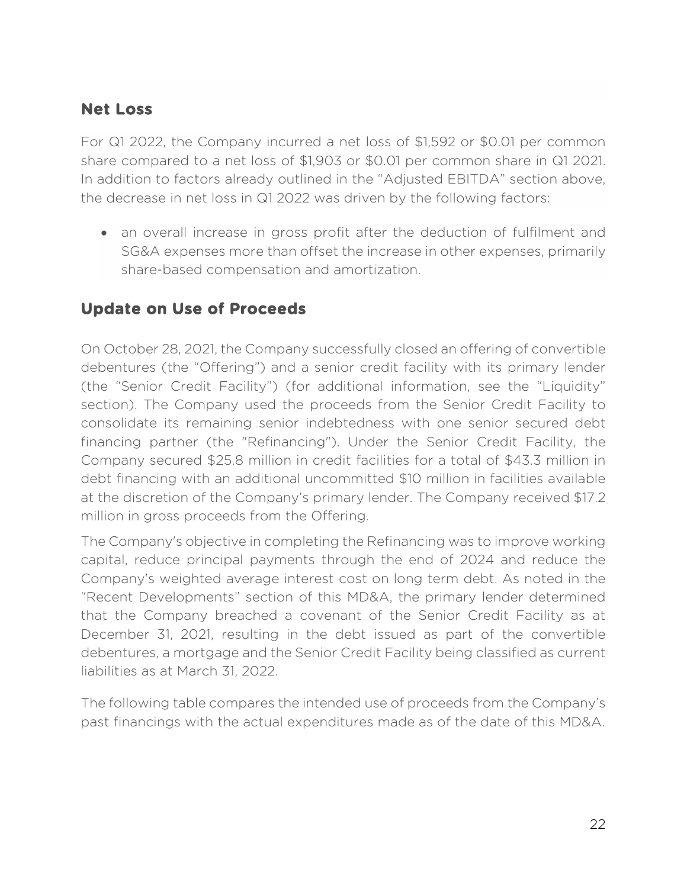## Net Loss

For Q1 2022, the Company incurred a net loss of $1,592 or $0.01 per common share compared to a net loss of $1,903 or $0.01 per common share in Q1 2021. In addition to factors already outlined in the "Adjusted EBITDA" section above, the decrease in net loss in Q1 2022 was driven by the following factors:

- an overall increase in gross profit after the deduction of fulfilment and SG&A expenses more than offset the increase in other expenses, primarily share-based compensation and amortization.

## Update on Use of Proceeds

On October 28, 2021, the Company successfully closed an offering of convertible debentures (the "Offering") and a senior credit facility with its primary lender (the "Senior Credit Facility") (for additional information, see the "Liquidity" section). The Company used the proceeds from the Senior Credit Facility to consolidate its remaining senior indebtedness with one senior secured debt financing partner (the "Refinancing"). Under the Senior Credit Facility, the Company secured $25.8 million in credit facilities for a total of $43.3 million in debt financing with an additional uncommitted $10 million in facilities available at the discretion of the Company's primary lender. The Company received $17.2 million in gross proceeds from the Offering.

The Company's objective in completing the Refinancing was to improve working capital, reduce principal payments through the end of 2024 and reduce the Company's weighted average interest cost on long term debt. As noted in the "Recent Developments" section of this MD&A, the primary lender determined that the Company breached a covenant of the Senior Credit Facility as at December 31, 2021, resulting in the debt issued as part of the convertible debentures, a mortgage and the Senior Credit Facility being classified as current liabilities as at March 31, 2022.

The following table compares the intended use of proceeds from the Company's past financings with the actual expenditures made as of the date of this MD&A.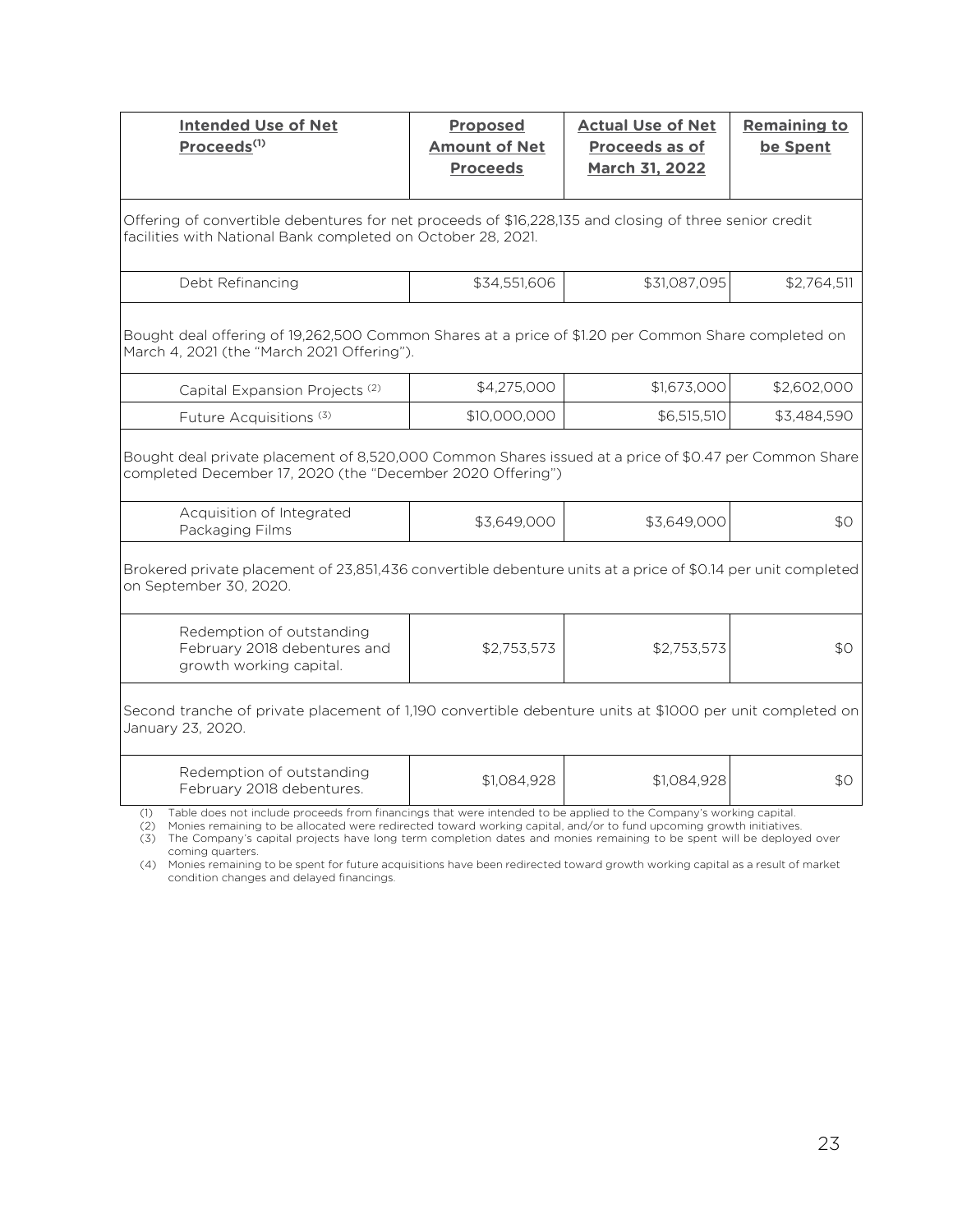| Intended Use of Net Proceeds[(1)] | Proposed Amount of Net Proceeds | Actual Use of Net Proceeds as of March 31, 2022 | Remaining to be Spent |
|---|---|---|---|
| Offering of convertible debentures for net proceeds of $16,228,135 and closing of three senior credit facilities with National Bank completed on October 28, 2021. | | | |
| Debt Refinancing | $34,551,606 | $31,087,095 | $2,764,511 |
| Bought deal offering of 19,262,500 Common Shares at a price of $1.20 per Common Share completed on March 4, 2021 (the "March 2021 Offering"). | | | |
| Capital Expansion Projects [(2)] | $4,275,000 | $1,673,000 | $2,602,000 |
| Future Acquisitions [(3)] | $10,000,000 | $6,515,510 | $3,484,590 |
| Bought deal private placement of 8,520,000 Common Shares issued at a price of $0.47 per Common Share completed December 17, 2020 (the "December 2020 Offering") | | | |
| Acquisition of Integrated Packaging Films | $3,649,000 | $3,649,000 | $0 |
| Brokered private placement of 23,851,436 convertible debenture units at a price of $0.14 per unit completed on September 30, 2020. | | | |
| Redemption of outstanding February 2018 debentures and growth working capital. | $2,753,573 | $2,753,573 | $0 |
| Second tranche of private placement of 1,190 convertible debenture units at $1000 per unit completed on January 23, 2020. | | | |
| Redemption of outstanding February 2018 debentures. | $1,084,928 | $1,084,928 | $0 |

(1) Table does not include proceeds from financings that were intended to be applied to the Company's working capital.
(2) Monies remaining to be allocated were redirected toward working capital, and/or to fund upcoming growth initiatives.
(3) The Company's capital projects have long term completion dates and monies remaining to be spent will be deployed over coming quarters.
(4) Monies remaining to be spent for future acquisitions have been redirected toward growth working capital as a result of market condition changes and delayed financings.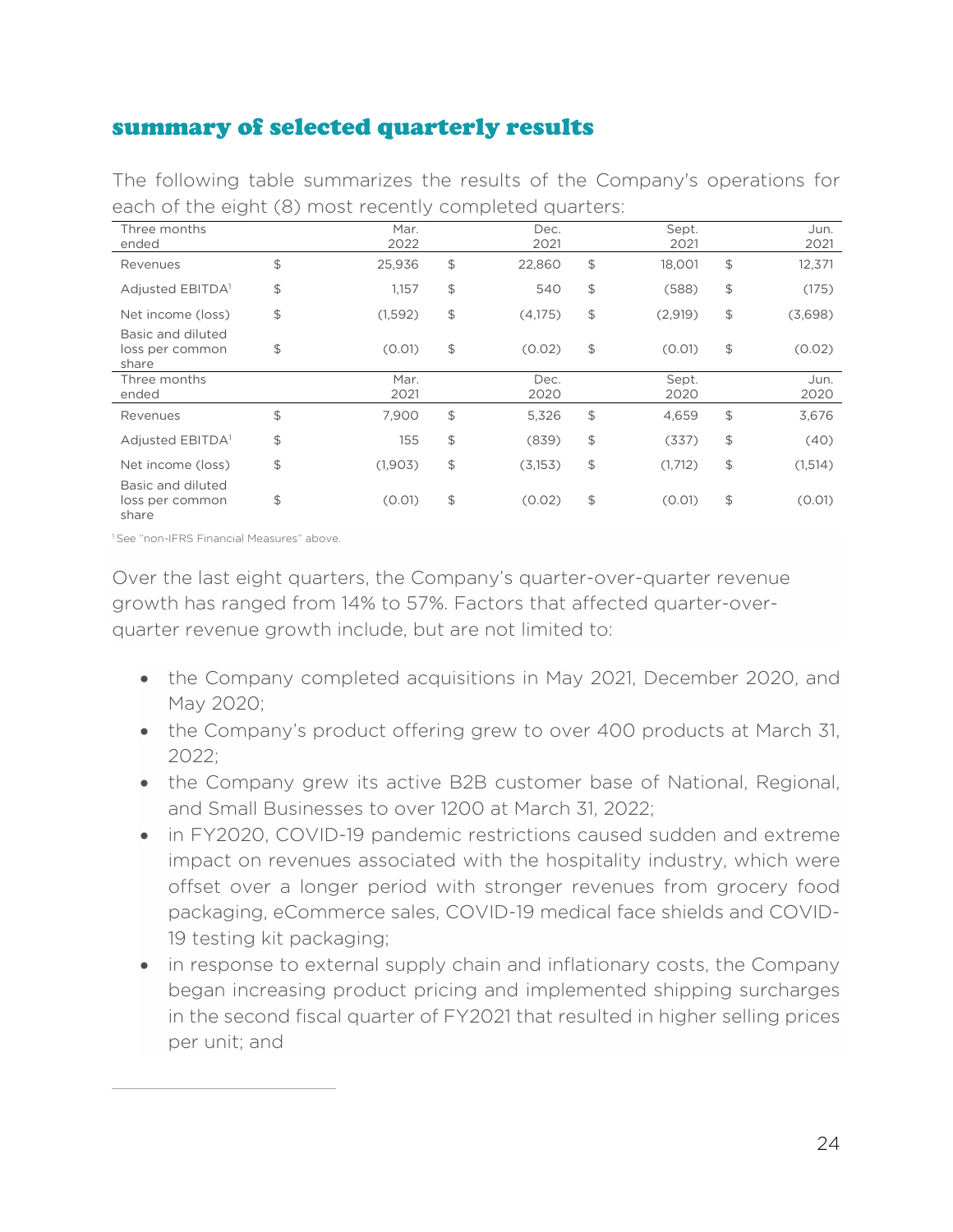## summary of selected quarterly results

The following table summarizes the results of the Company's operations for each of the eight (8) most recently completed quarters:

| Three months ended | | Mar. 2022 | | Dec. 2021 | | Sept. 2021 | | Jun. 2021 |
|---|---|---|---|---|---|---|---|---|
| Revenues | $ | 25,936 | $ | 22,860 | $ | 18,001 | $ | 12,371 |
| Adjusted EBITDA[1] | $ | 1,157 | $ | 540 | $ | (588) | $ | (175) |
| Net income (loss) | $ | (1,592) | $ | (4,175) | $ | (2,919) | $ | (3,698) |
| Basic and diluted loss per common share | $ | (0.01) | $ | (0.02) | $ | (0.01) | $ | (0.02) |
| **Three months ended** | | **Mar. 2021** | | **Dec. 2020** | | **Sept. 2020** | | **Jun. 2020** |
| Revenues | $ | 7,900 | $ | 5,326 | $ | 4,659 | $ | 3,676 |
| Adjusted EBITDA[1] | $ | 155 | $ | (839) | $ | (337) | $ | (40) |
| Net income (loss) | $ | (1,903) | $ | (3,153) | $ | (1,712) | $ | (1,514) |
| Basic and diluted loss per common share | $ | (0.01) | $ | (0.02) | $ | (0.01) | $ | (0.01) |

[1] See "non-IFRS Financial Measures" above.

Over the last eight quarters, the Company's quarter-over-quarter revenue growth has ranged from 14% to 57%. Factors that affected quarter-over-quarter revenue growth include, but are not limited to:

- the Company completed acquisitions in May 2021, December 2020, and May 2020;
- the Company's product offering grew to over 400 products at March 31, 2022;
- the Company grew its active B2B customer base of National, Regional, and Small Businesses to over 1200 at March 31, 2022;
- in FY2020, COVID-19 pandemic restrictions caused sudden and extreme impact on revenues associated with the hospitality industry, which were offset over a longer period with stronger revenues from grocery food packaging, eCommerce sales, COVID-19 medical face shields and COVID-19 testing kit packaging;
- in response to external supply chain and inflationary costs, the Company began increasing product pricing and implemented shipping surcharges in the second fiscal quarter of FY2021 that resulted in higher selling prices per unit; and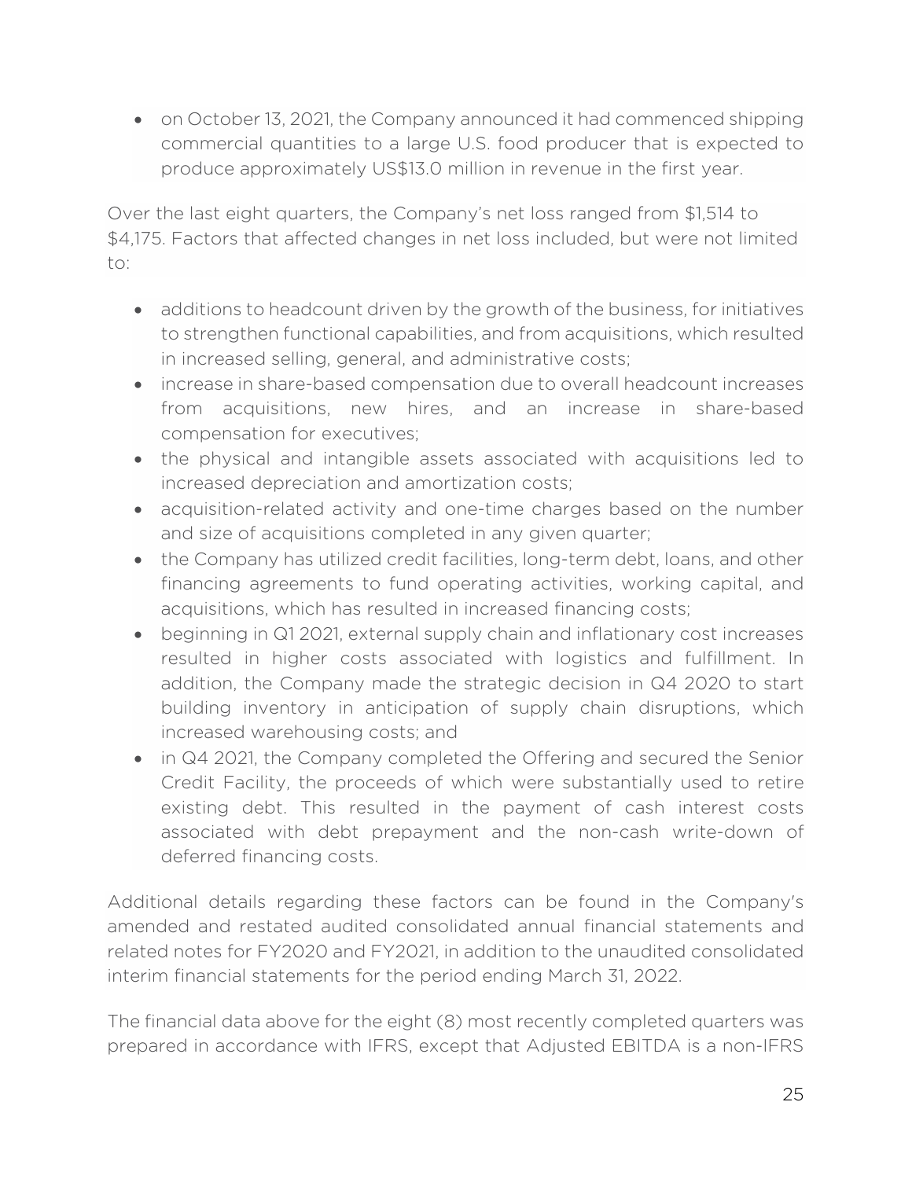- on October 13, 2021, the Company announced it had commenced shipping commercial quantities to a large U.S. food producer that is expected to produce approximately US$13.0 million in revenue in the first year.

Over the last eight quarters, the Company's net loss ranged from $1,514 to $4,175. Factors that affected changes in net loss included, but were not limited to:

- additions to headcount driven by the growth of the business, for initiatives to strengthen functional capabilities, and from acquisitions, which resulted in increased selling, general, and administrative costs;
- increase in share-based compensation due to overall headcount increases from acquisitions, new hires, and an increase in share-based compensation for executives;
- the physical and intangible assets associated with acquisitions led to increased depreciation and amortization costs;
- acquisition-related activity and one-time charges based on the number and size of acquisitions completed in any given quarter;
- the Company has utilized credit facilities, long-term debt, loans, and other financing agreements to fund operating activities, working capital, and acquisitions, which has resulted in increased financing costs;
- beginning in Q1 2021, external supply chain and inflationary cost increases resulted in higher costs associated with logistics and fulfillment. In addition, the Company made the strategic decision in Q4 2020 to start building inventory in anticipation of supply chain disruptions, which increased warehousing costs; and
- in Q4 2021, the Company completed the Offering and secured the Senior Credit Facility, the proceeds of which were substantially used to retire existing debt. This resulted in the payment of cash interest costs associated with debt prepayment and the non-cash write-down of deferred financing costs.

Additional details regarding these factors can be found in the Company's amended and restated audited consolidated annual financial statements and related notes for FY2020 and FY2021, in addition to the unaudited consolidated interim financial statements for the period ending March 31, 2022.

The financial data above for the eight (8) most recently completed quarters was prepared in accordance with IFRS, except that Adjusted EBITDA is a non-IFRS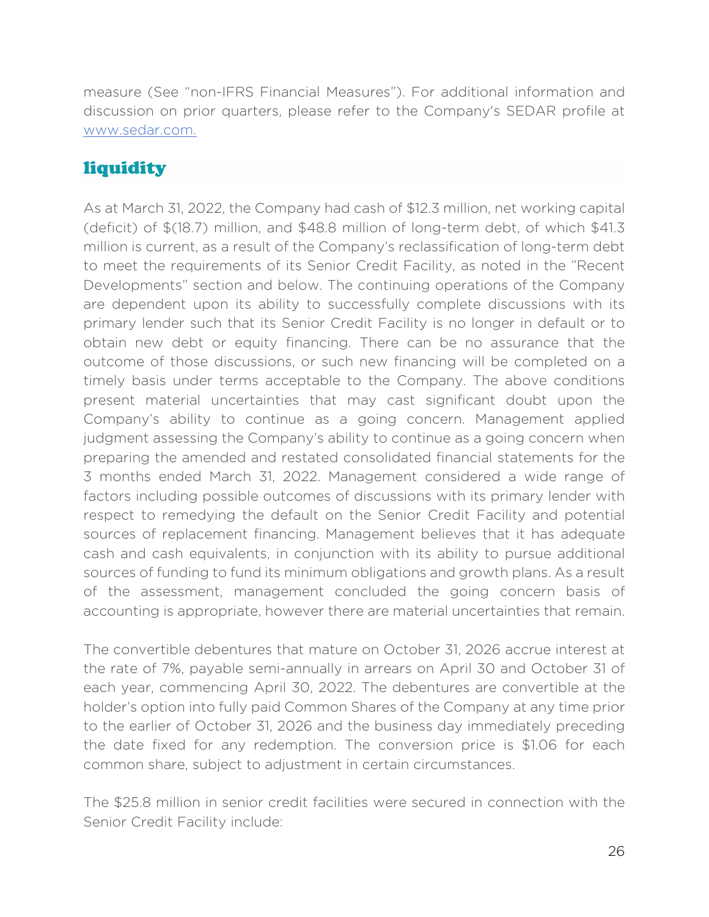measure (See "non-IFRS Financial Measures"). For additional information and discussion on prior quarters, please refer to the Company's SEDAR profile at www.sedar.com.

## liquidity

As at March 31, 2022, the Company had cash of $12.3 million, net working capital (deficit) of $(18.7) million, and $48.8 million of long-term debt, of which $41.3 million is current, as a result of the Company's reclassification of long-term debt to meet the requirements of its Senior Credit Facility, as noted in the "Recent Developments" section and below. The continuing operations of the Company are dependent upon its ability to successfully complete discussions with its primary lender such that its Senior Credit Facility is no longer in default or to obtain new debt or equity financing. There can be no assurance that the outcome of those discussions, or such new financing will be completed on a timely basis under terms acceptable to the Company. The above conditions present material uncertainties that may cast significant doubt upon the Company's ability to continue as a going concern. Management applied judgment assessing the Company's ability to continue as a going concern when preparing the amended and restated consolidated financial statements for the 3 months ended March 31, 2022. Management considered a wide range of factors including possible outcomes of discussions with its primary lender with respect to remedying the default on the Senior Credit Facility and potential sources of replacement financing. Management believes that it has adequate cash and cash equivalents, in conjunction with its ability to pursue additional sources of funding to fund its minimum obligations and growth plans. As a result of the assessment, management concluded the going concern basis of accounting is appropriate, however there are material uncertainties that remain.

The convertible debentures that mature on October 31, 2026 accrue interest at the rate of 7%, payable semi-annually in arrears on April 30 and October 31 of each year, commencing April 30, 2022. The debentures are convertible at the holder's option into fully paid Common Shares of the Company at any time prior to the earlier of October 31, 2026 and the business day immediately preceding the date fixed for any redemption. The conversion price is $1.06 for each common share, subject to adjustment in certain circumstances.

The $25.8 million in senior credit facilities were secured in connection with the Senior Credit Facility include: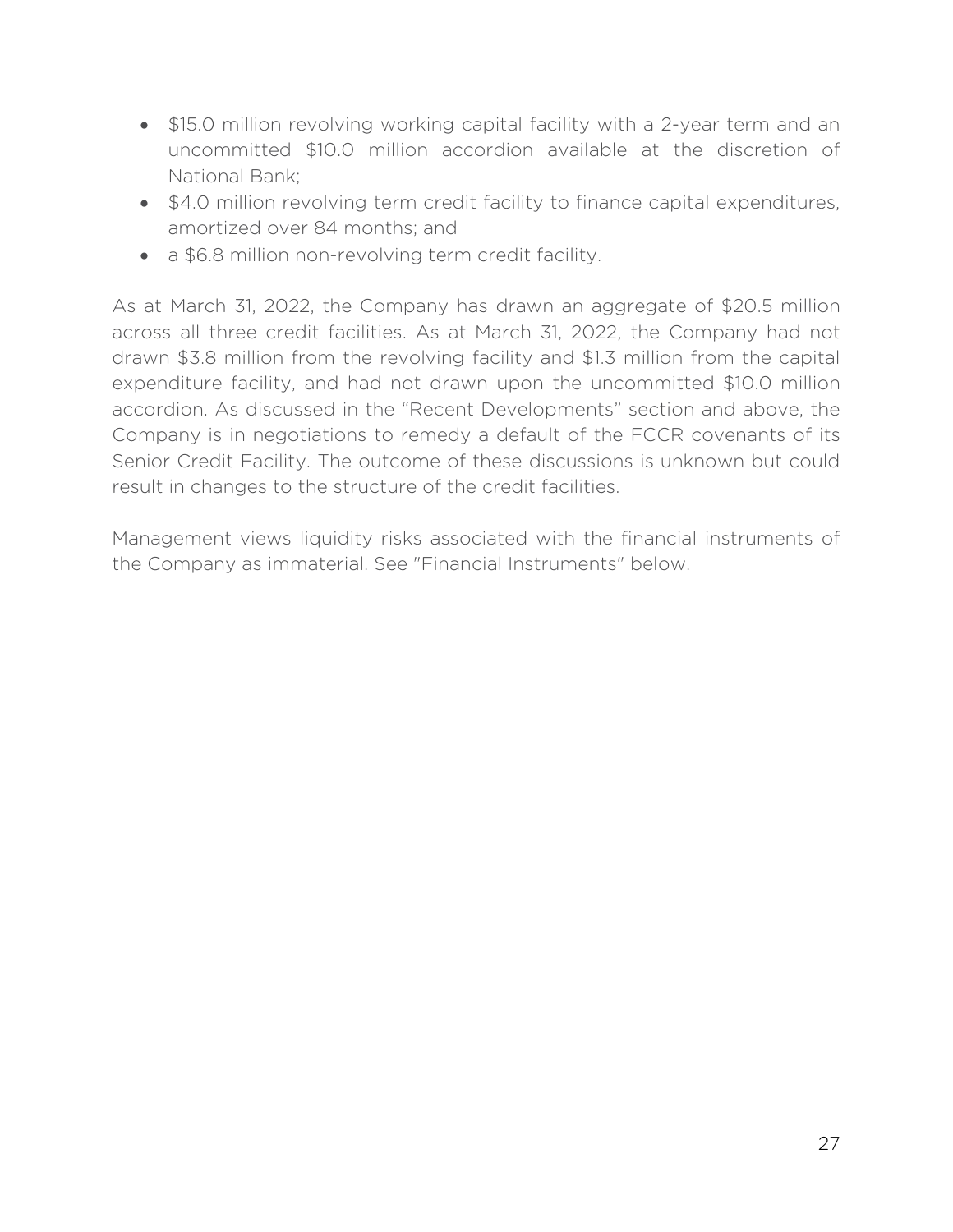- \$15.0 million revolving working capital facility with a 2-year term and an uncommitted \$10.0 million accordion available at the discretion of National Bank;
- \$4.0 million revolving term credit facility to finance capital expenditures, amortized over 84 months; and
- a \$6.8 million non-revolving term credit facility.

As at March 31, 2022, the Company has drawn an aggregate of \$20.5 million across all three credit facilities. As at March 31, 2022, the Company had not drawn \$3.8 million from the revolving facility and \$1.3 million from the capital expenditure facility, and had not drawn upon the uncommitted \$10.0 million accordion. As discussed in the "Recent Developments" section and above, the Company is in negotiations to remedy a default of the FCCR covenants of its Senior Credit Facility. The outcome of these discussions is unknown but could result in changes to the structure of the credit facilities.

Management views liquidity risks associated with the financial instruments of the Company as immaterial. See "Financial Instruments" below.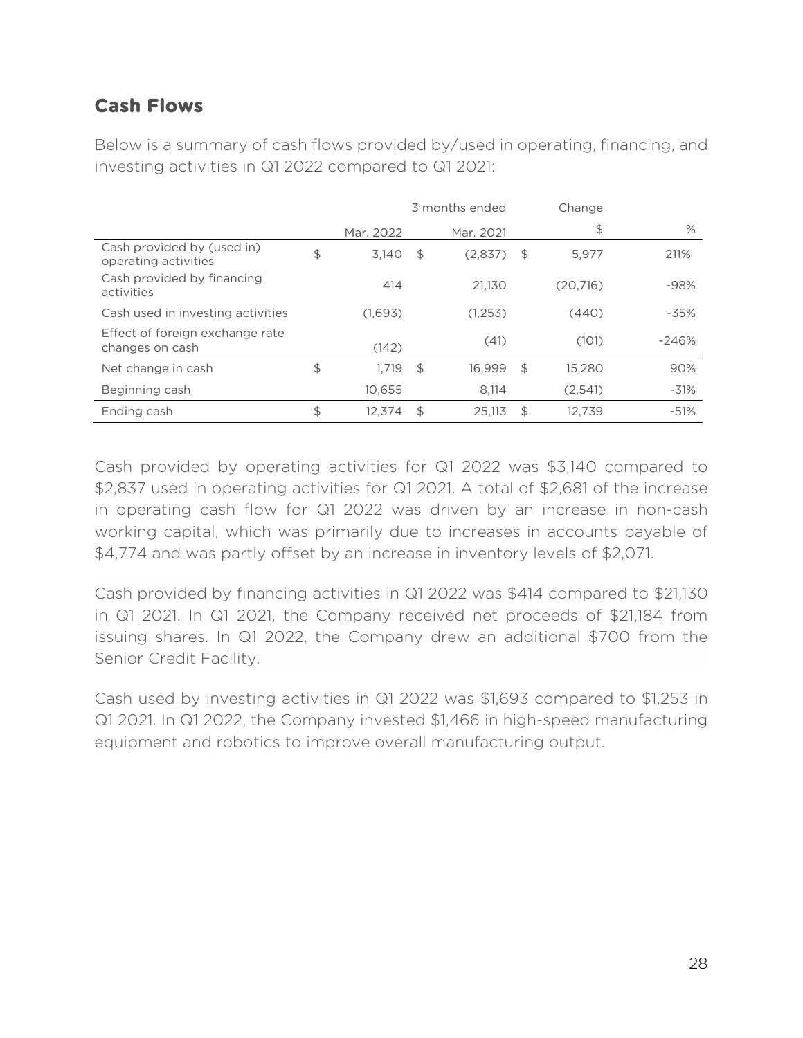## Cash Flows

Below is a summary of cash flows provided by/used in operating, financing, and investing activities in Q1 2022 compared to Q1 2021:

| | 3 months ended | | Change | |
|---|---|---|---|---|
| | Mar. 2022 | Mar. 2021 | $ | % |
| Cash provided by (used in) operating activities | $ 3,140 | $ (2,837) | $ 5,977 | 211% |
| Cash provided by financing activities | 414 | 21,130 | (20,716) | -98% |
| Cash used in investing activities | (1,693) | (1,253) | (440) | -35% |
| Effect of foreign exchange rate changes on cash | (142) | (41) | (101) | -246% |
| Net change in cash | $ 1,719 | $ 16,999 | $ 15,280 | 90% |
| Beginning cash | 10,655 | 8,114 | (2,541) | -31% |
| Ending cash | $ 12,374 | $ 25,113 | $ 12,739 | -51% |

Cash provided by operating activities for Q1 2022 was $3,140 compared to $2,837 used in operating activities for Q1 2021. A total of $2,681 of the increase in operating cash flow for Q1 2022 was driven by an increase in non-cash working capital, which was primarily due to increases in accounts payable of $4,774 and was partly offset by an increase in inventory levels of $2,071.

Cash provided by financing activities in Q1 2022 was $414 compared to $21,130 in Q1 2021. In Q1 2021, the Company received net proceeds of $21,184 from issuing shares. In Q1 2022, the Company drew an additional $700 from the Senior Credit Facility.

Cash used by investing activities in Q1 2022 was $1,693 compared to $1,253 in Q1 2021. In Q1 2022, the Company invested $1,466 in high-speed manufacturing equipment and robotics to improve overall manufacturing output.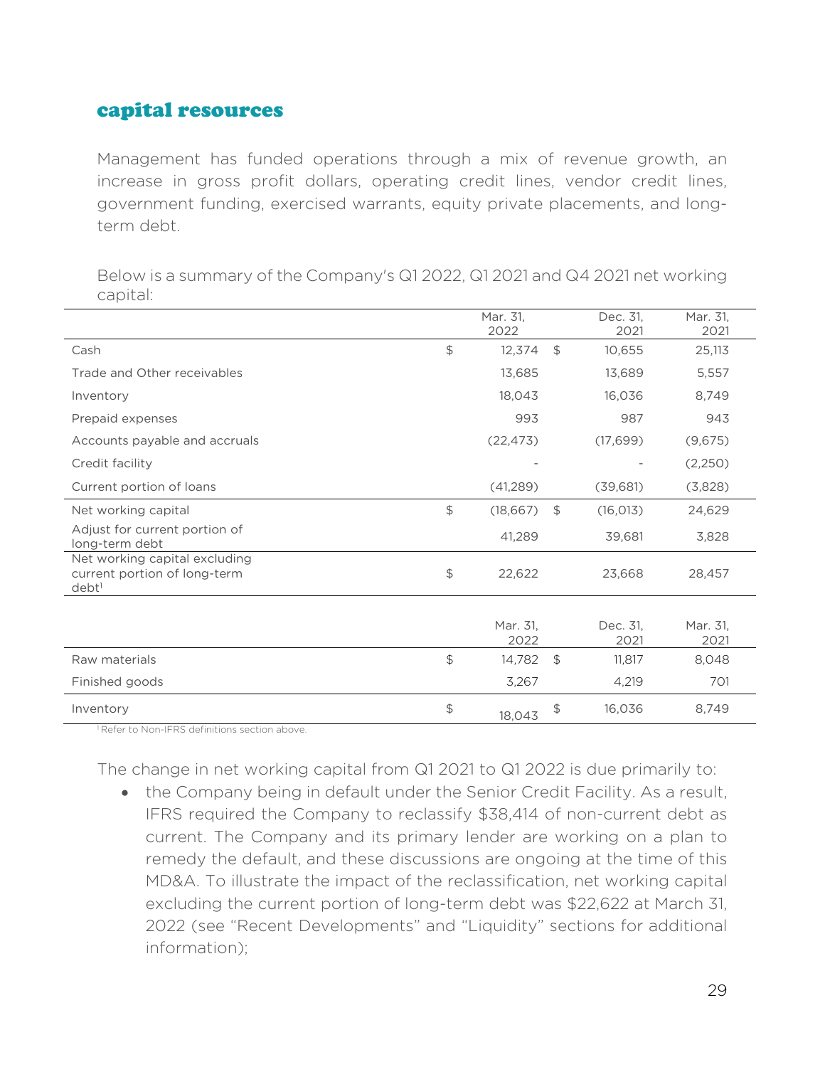## capital resources

Management has funded operations through a mix of revenue growth, an increase in gross profit dollars, operating credit lines, vendor credit lines, government funding, exercised warrants, equity private placements, and long-term debt.

Below is a summary of the Company's Q1 2022, Q1 2021 and Q4 2021 net working capital:

| | Mar. 31, 2022 | Dec. 31, 2021 | Mar. 31, 2021 |
|---|---|---|---|
| Cash | $ 12,374 | $ 10,655 | 25,113 |
| Trade and Other receivables | 13,685 | 13,689 | 5,557 |
| Inventory | 18,043 | 16,036 | 8,749 |
| Prepaid expenses | 993 | 987 | 943 |
| Accounts payable and accruals | (22,473) | (17,699) | (9,675) |
| Credit facility | - | - | (2,250) |
| Current portion of loans | (41,289) | (39,681) | (3,828) |
| Net working capital | $ (18,667) | $ (16,013) | 24,629 |
| Adjust for current portion of long-term debt | 41,289 | 39,681 | 3,828 |
| Net working capital excluding current portion of long-term debt[1] | $ 22,622 | 23,668 | 28,457 |

| | Mar. 31, 2022 | Dec. 31, 2021 | Mar. 31, 2021 |
|---|---|---|---|
| Raw materials | $ 14,782 | $ 11,817 | 8,048 |
| Finished goods | 3,267 | 4,219 | 701 |
| Inventory | $ 18,043 | $ 16,036 | 8,749 |

[1] Refer to Non-IFRS definitions section above.

The change in net working capital from Q1 2021 to Q1 2022 is due primarily to:

- the Company being in default under the Senior Credit Facility. As a result, IFRS required the Company to reclassify $38,414 of non-current debt as current. The Company and its primary lender are working on a plan to remedy the default, and these discussions are ongoing at the time of this MD&A. To illustrate the impact of the reclassification, net working capital excluding the current portion of long-term debt was $22,622 at March 31, 2022 (see "Recent Developments" and "Liquidity" sections for additional information);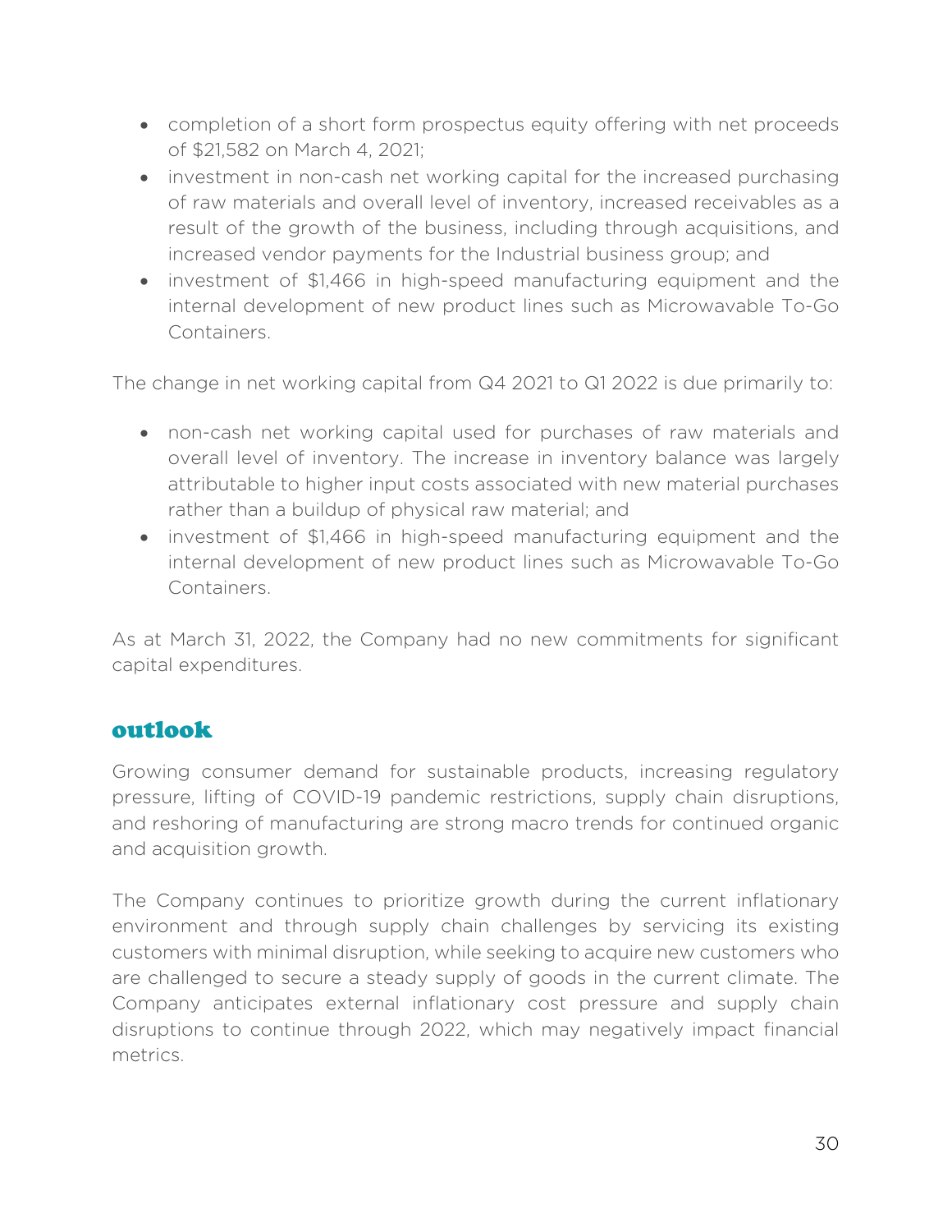- completion of a short form prospectus equity offering with net proceeds of $21,582 on March 4, 2021;
- investment in non-cash net working capital for the increased purchasing of raw materials and overall level of inventory, increased receivables as a result of the growth of the business, including through acquisitions, and increased vendor payments for the Industrial business group; and
- investment of $1,466 in high-speed manufacturing equipment and the internal development of new product lines such as Microwavable To-Go Containers.

The change in net working capital from Q4 2021 to Q1 2022 is due primarily to:

- non-cash net working capital used for purchases of raw materials and overall level of inventory. The increase in inventory balance was largely attributable to higher input costs associated with new material purchases rather than a buildup of physical raw material; and
- investment of $1,466 in high-speed manufacturing equipment and the internal development of new product lines such as Microwavable To-Go Containers.

As at March 31, 2022, the Company had no new commitments for significant capital expenditures.

## outlook

Growing consumer demand for sustainable products, increasing regulatory pressure, lifting of COVID-19 pandemic restrictions, supply chain disruptions, and reshoring of manufacturing are strong macro trends for continued organic and acquisition growth.

The Company continues to prioritize growth during the current inflationary environment and through supply chain challenges by servicing its existing customers with minimal disruption, while seeking to acquire new customers who are challenged to secure a steady supply of goods in the current climate. The Company anticipates external inflationary cost pressure and supply chain disruptions to continue through 2022, which may negatively impact financial metrics.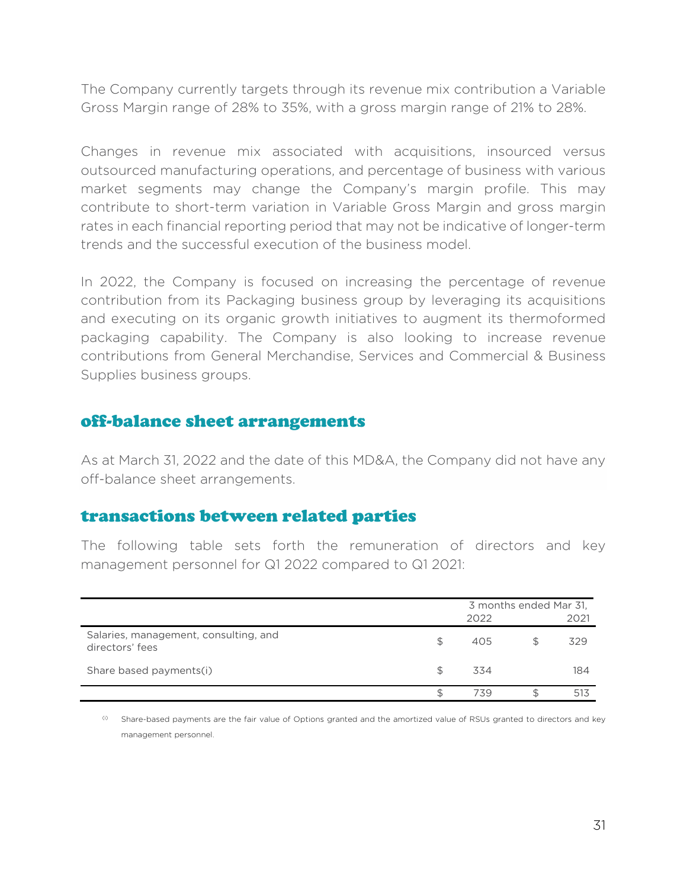The Company currently targets through its revenue mix contribution a Variable Gross Margin range of 28% to 35%, with a gross margin range of 21% to 28%.

Changes in revenue mix associated with acquisitions, insourced versus outsourced manufacturing operations, and percentage of business with various market segments may change the Company's margin profile. This may contribute to short-term variation in Variable Gross Margin and gross margin rates in each financial reporting period that may not be indicative of longer-term trends and the successful execution of the business model.

In 2022, the Company is focused on increasing the percentage of revenue contribution from its Packaging business group by leveraging its acquisitions and executing on its organic growth initiatives to augment its thermoformed packaging capability. The Company is also looking to increase revenue contributions from General Merchandise, Services and Commercial & Business Supplies business groups.

## off-balance sheet arrangements

As at March 31, 2022 and the date of this MD&A, the Company did not have any off-balance sheet arrangements.

## transactions between related parties

The following table sets forth the remuneration of directors and key management personnel for Q1 2022 compared to Q1 2021:

| | 3 months ended Mar 31, 2022 | 2021 |
|---|---|---|
| Salaries, management, consulting, and directors' fees | $ 405 | $ 329 |
| Share based payments(i) | $ 334 | 184 |
| | $ 739 | $ 513 |

(i) Share-based payments are the fair value of Options granted and the amortized value of RSUs granted to directors and key management personnel.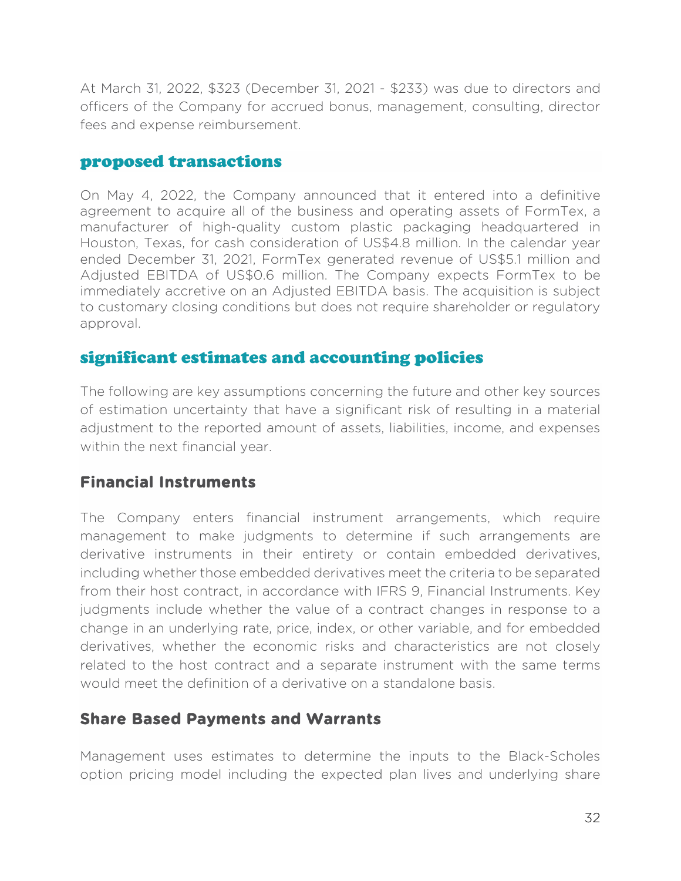At March 31, 2022, $323 (December 31, 2021 - $233) was due to directors and officers of the Company for accrued bonus, management, consulting, director fees and expense reimbursement.

## proposed transactions

On May 4, 2022, the Company announced that it entered into a definitive agreement to acquire all of the business and operating assets of FormTex, a manufacturer of high-quality custom plastic packaging headquartered in Houston, Texas, for cash consideration of US$4.8 million. In the calendar year ended December 31, 2021, FormTex generated revenue of US$5.1 million and Adjusted EBITDA of US$0.6 million. The Company expects FormTex to be immediately accretive on an Adjusted EBITDA basis. The acquisition is subject to customary closing conditions but does not require shareholder or regulatory approval.

## significant estimates and accounting policies

The following are key assumptions concerning the future and other key sources of estimation uncertainty that have a significant risk of resulting in a material adjustment to the reported amount of assets, liabilities, income, and expenses within the next financial year.

### Financial Instruments

The Company enters financial instrument arrangements, which require management to make judgments to determine if such arrangements are derivative instruments in their entirety or contain embedded derivatives, including whether those embedded derivatives meet the criteria to be separated from their host contract, in accordance with IFRS 9, Financial Instruments. Key judgments include whether the value of a contract changes in response to a change in an underlying rate, price, index, or other variable, and for embedded derivatives, whether the economic risks and characteristics are not closely related to the host contract and a separate instrument with the same terms would meet the definition of a derivative on a standalone basis.

### Share Based Payments and Warrants

Management uses estimates to determine the inputs to the Black-Scholes option pricing model including the expected plan lives and underlying share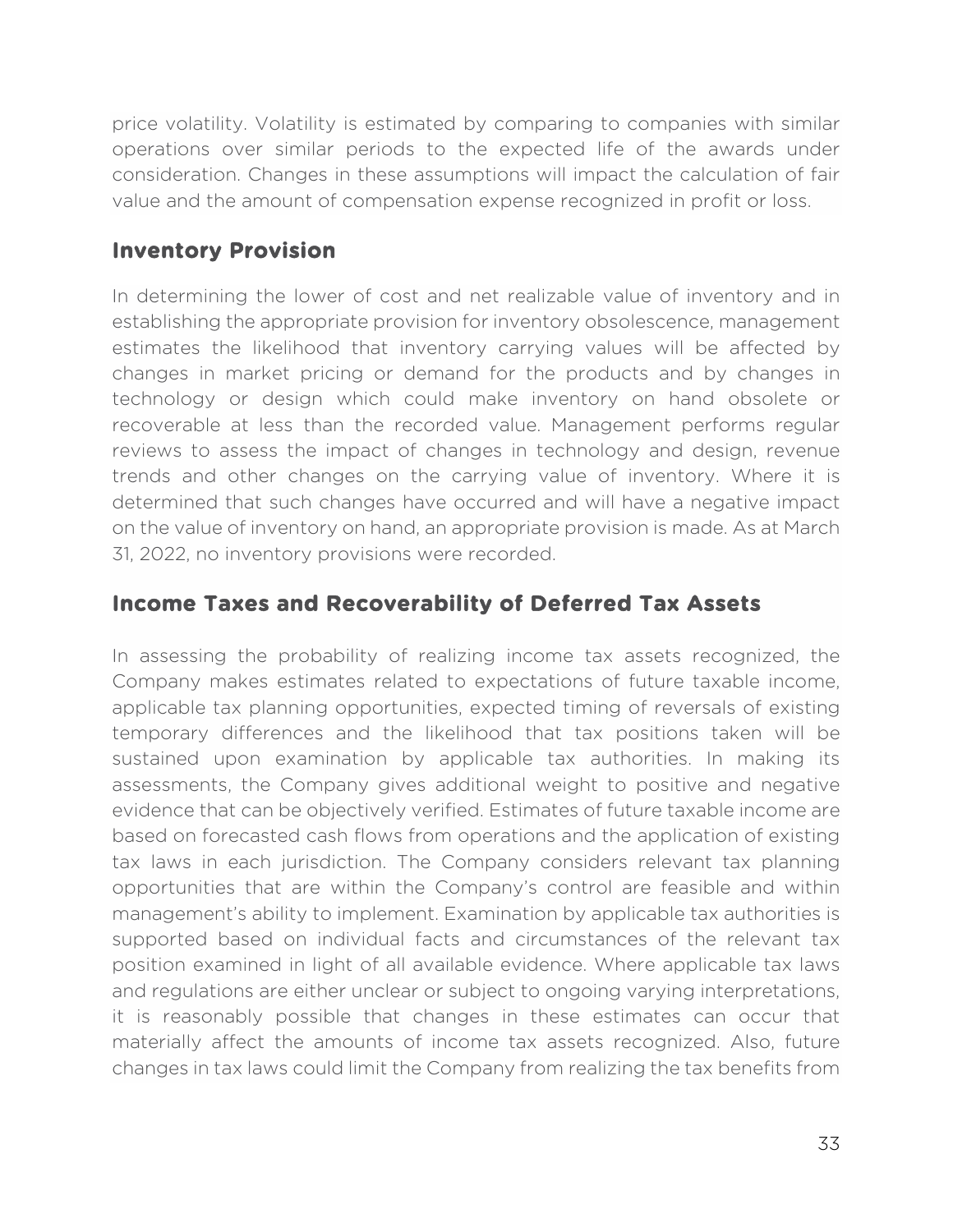price volatility. Volatility is estimated by comparing to companies with similar operations over similar periods to the expected life of the awards under consideration. Changes in these assumptions will impact the calculation of fair value and the amount of compensation expense recognized in profit or loss.

## Inventory Provision

In determining the lower of cost and net realizable value of inventory and in establishing the appropriate provision for inventory obsolescence, management estimates the likelihood that inventory carrying values will be affected by changes in market pricing or demand for the products and by changes in technology or design which could make inventory on hand obsolete or recoverable at less than the recorded value. Management performs regular reviews to assess the impact of changes in technology and design, revenue trends and other changes on the carrying value of inventory. Where it is determined that such changes have occurred and will have a negative impact on the value of inventory on hand, an appropriate provision is made. As at March 31, 2022, no inventory provisions were recorded.

## Income Taxes and Recoverability of Deferred Tax Assets

In assessing the probability of realizing income tax assets recognized, the Company makes estimates related to expectations of future taxable income, applicable tax planning opportunities, expected timing of reversals of existing temporary differences and the likelihood that tax positions taken will be sustained upon examination by applicable tax authorities. In making its assessments, the Company gives additional weight to positive and negative evidence that can be objectively verified. Estimates of future taxable income are based on forecasted cash flows from operations and the application of existing tax laws in each jurisdiction. The Company considers relevant tax planning opportunities that are within the Company's control are feasible and within management's ability to implement. Examination by applicable tax authorities is supported based on individual facts and circumstances of the relevant tax position examined in light of all available evidence. Where applicable tax laws and regulations are either unclear or subject to ongoing varying interpretations, it is reasonably possible that changes in these estimates can occur that materially affect the amounts of income tax assets recognized. Also, future changes in tax laws could limit the Company from realizing the tax benefits from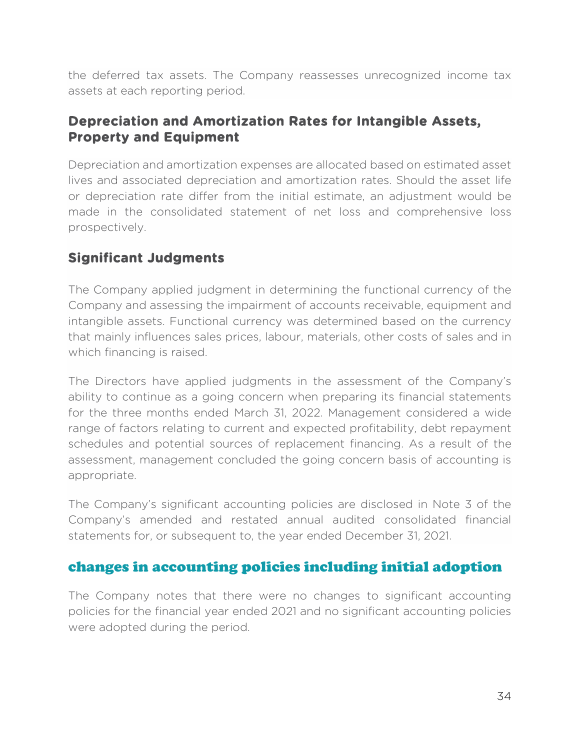the deferred tax assets. The Company reassesses unrecognized income tax assets at each reporting period.

### Depreciation and Amortization Rates for Intangible Assets, Property and Equipment

Depreciation and amortization expenses are allocated based on estimated asset lives and associated depreciation and amortization rates. Should the asset life or depreciation rate differ from the initial estimate, an adjustment would be made in the consolidated statement of net loss and comprehensive loss prospectively.

### Significant Judgments

The Company applied judgment in determining the functional currency of the Company and assessing the impairment of accounts receivable, equipment and intangible assets. Functional currency was determined based on the currency that mainly influences sales prices, labour, materials, other costs of sales and in which financing is raised.

The Directors have applied judgments in the assessment of the Company's ability to continue as a going concern when preparing its financial statements for the three months ended March 31, 2022. Management considered a wide range of factors relating to current and expected profitability, debt repayment schedules and potential sources of replacement financing. As a result of the assessment, management concluded the going concern basis of accounting is appropriate.

The Company's significant accounting policies are disclosed in Note 3 of the Company's amended and restated annual audited consolidated financial statements for, or subsequent to, the year ended December 31, 2021.

## changes in accounting policies including initial adoption

The Company notes that there were no changes to significant accounting policies for the financial year ended 2021 and no significant accounting policies were adopted during the period.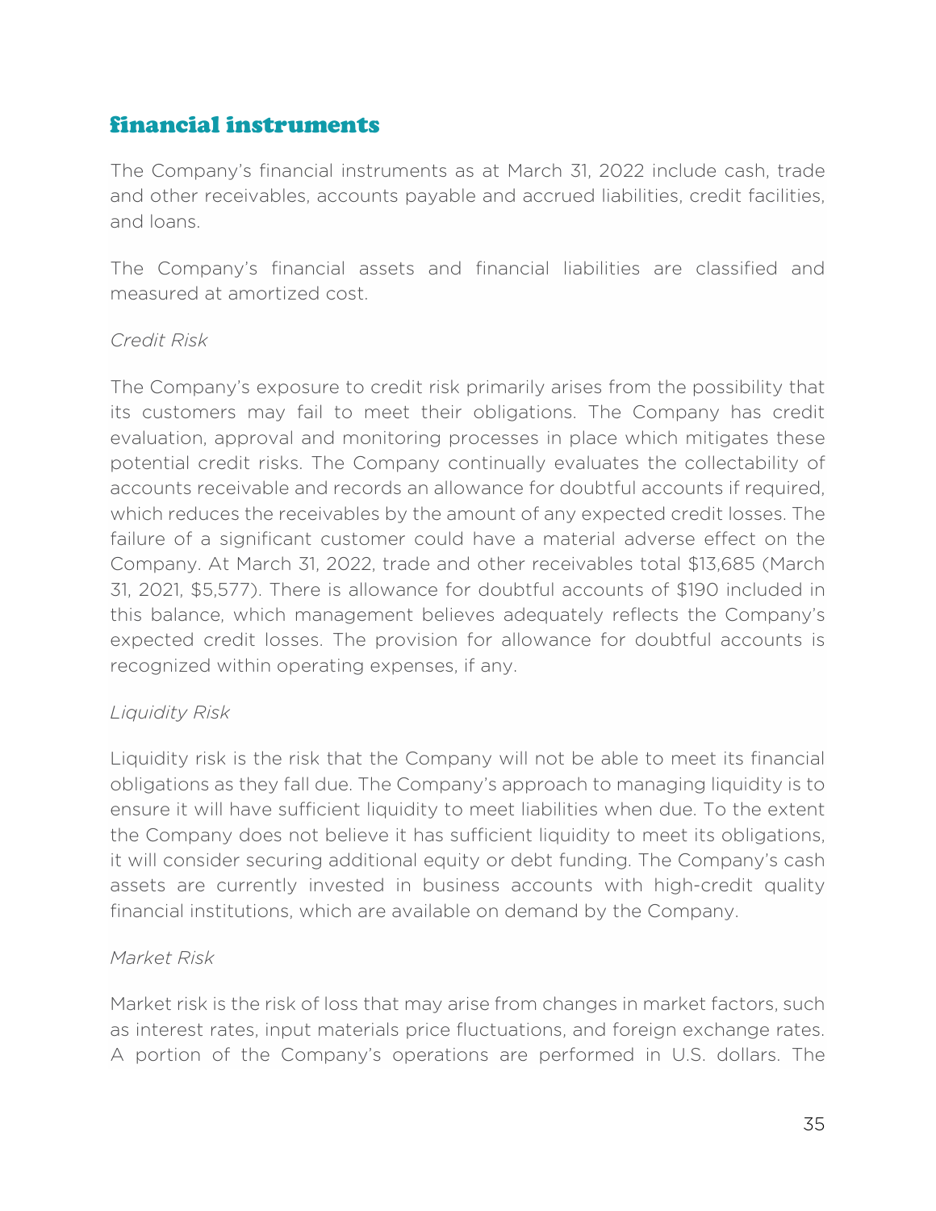## financial instruments

The Company's financial instruments as at March 31, 2022 include cash, trade and other receivables, accounts payable and accrued liabilities, credit facilities, and loans.

The Company's financial assets and financial liabilities are classified and measured at amortized cost.

*Credit Risk*

The Company's exposure to credit risk primarily arises from the possibility that its customers may fail to meet their obligations. The Company has credit evaluation, approval and monitoring processes in place which mitigates these potential credit risks. The Company continually evaluates the collectability of accounts receivable and records an allowance for doubtful accounts if required, which reduces the receivables by the amount of any expected credit losses. The failure of a significant customer could have a material adverse effect on the Company. At March 31, 2022, trade and other receivables total $13,685 (March 31, 2021, $5,577). There is allowance for doubtful accounts of $190 included in this balance, which management believes adequately reflects the Company's expected credit losses. The provision for allowance for doubtful accounts is recognized within operating expenses, if any.

*Liquidity Risk*

Liquidity risk is the risk that the Company will not be able to meet its financial obligations as they fall due. The Company's approach to managing liquidity is to ensure it will have sufficient liquidity to meet liabilities when due. To the extent the Company does not believe it has sufficient liquidity to meet its obligations, it will consider securing additional equity or debt funding. The Company's cash assets are currently invested in business accounts with high-credit quality financial institutions, which are available on demand by the Company.

*Market Risk*

Market risk is the risk of loss that may arise from changes in market factors, such as interest rates, input materials price fluctuations, and foreign exchange rates. A portion of the Company's operations are performed in U.S. dollars. The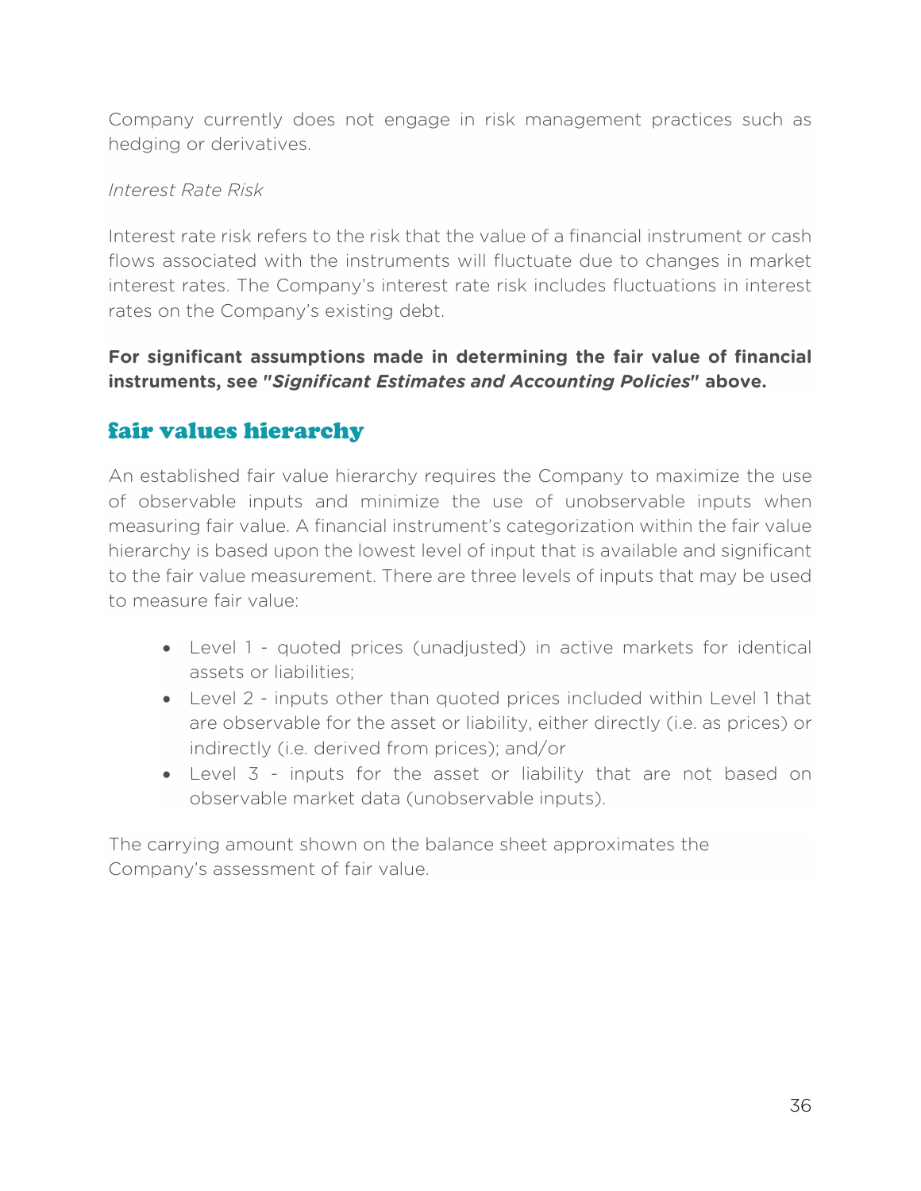Company currently does not engage in risk management practices such as hedging or derivatives.

*Interest Rate Risk*

Interest rate risk refers to the risk that the value of a financial instrument or cash flows associated with the instruments will fluctuate due to changes in market interest rates. The Company's interest rate risk includes fluctuations in interest rates on the Company's existing debt.

**For significant assumptions made in determining the fair value of financial instruments, see "*Significant Estimates and Accounting Policies*" above.**

## fair values hierarchy

An established fair value hierarchy requires the Company to maximize the use of observable inputs and minimize the use of unobservable inputs when measuring fair value. A financial instrument's categorization within the fair value hierarchy is based upon the lowest level of input that is available and significant to the fair value measurement. There are three levels of inputs that may be used to measure fair value:

- Level 1 - quoted prices (unadjusted) in active markets for identical assets or liabilities;
- Level 2 - inputs other than quoted prices included within Level 1 that are observable for the asset or liability, either directly (i.e. as prices) or indirectly (i.e. derived from prices); and/or
- Level 3 - inputs for the asset or liability that are not based on observable market data (unobservable inputs).

The carrying amount shown on the balance sheet approximates the Company's assessment of fair value.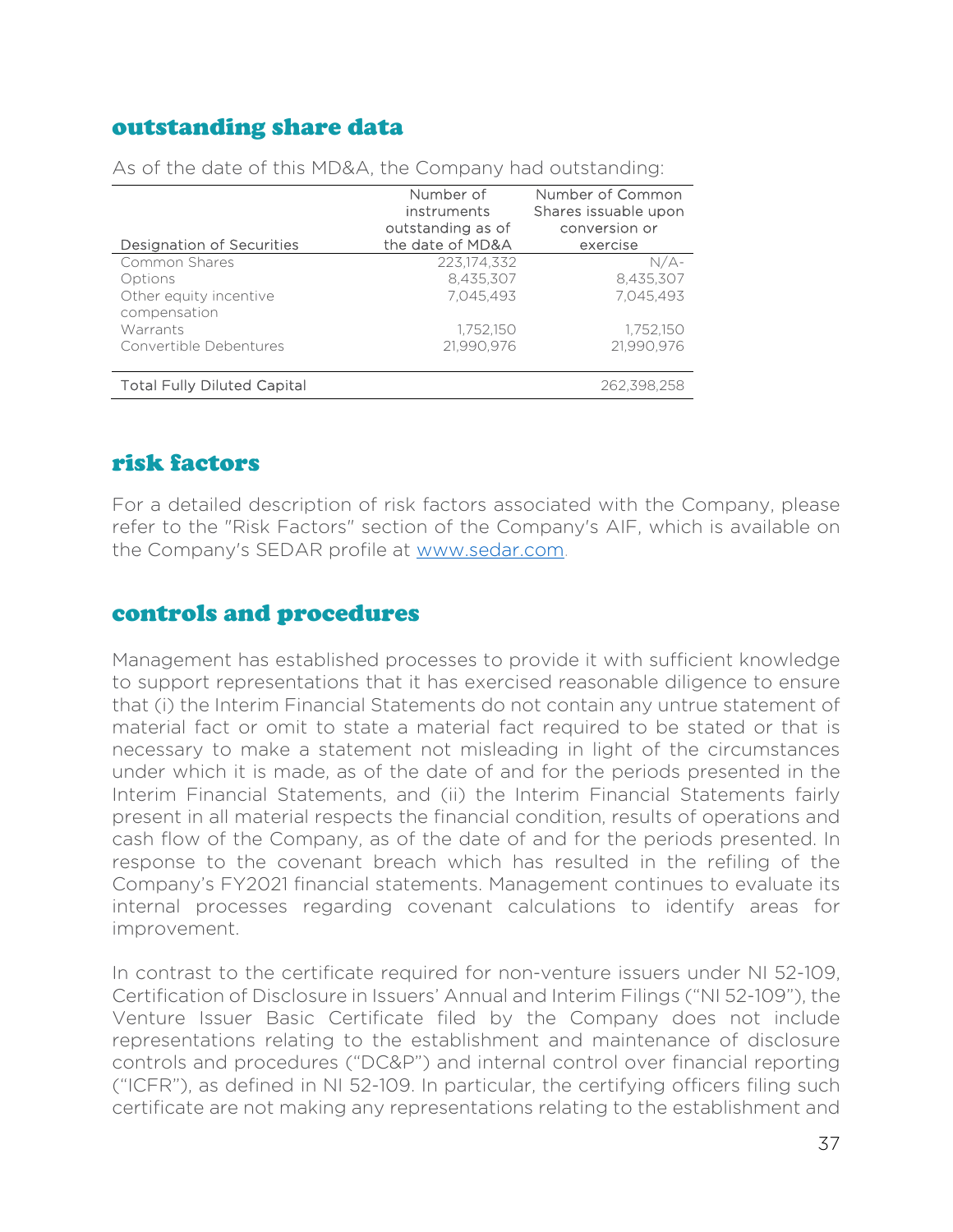## outstanding share data

As of the date of this MD&A, the Company had outstanding:

| Designation of Securities | Number of instruments outstanding as of the date of MD&A | Number of Common Shares issuable upon conversion or exercise |
|---|---|---|
| Common Shares | 223,174,332 | N/A- |
| Options | 8,435,307 | 8,435,307 |
| Other equity incentive compensation | 7,045,493 | 7,045,493 |
| Warrants | 1,752,150 | 1,752,150 |
| Convertible Debentures | 21,990,976 | 21,990,976 |
| Total Fully Diluted Capital | | 262,398,258 |

## risk factors

For a detailed description of risk factors associated with the Company, please refer to the "Risk Factors" section of the Company's AIF, which is available on the Company's SEDAR profile at www.sedar.com.

## controls and procedures

Management has established processes to provide it with sufficient knowledge to support representations that it has exercised reasonable diligence to ensure that (i) the Interim Financial Statements do not contain any untrue statement of material fact or omit to state a material fact required to be stated or that is necessary to make a statement not misleading in light of the circumstances under which it is made, as of the date of and for the periods presented in the Interim Financial Statements, and (ii) the Interim Financial Statements fairly present in all material respects the financial condition, results of operations and cash flow of the Company, as of the date of and for the periods presented. In response to the covenant breach which has resulted in the refiling of the Company's FY2021 financial statements. Management continues to evaluate its internal processes regarding covenant calculations to identify areas for improvement.

In contrast to the certificate required for non-venture issuers under NI 52-109, Certification of Disclosure in Issuers' Annual and Interim Filings ("NI 52-109"), the Venture Issuer Basic Certificate filed by the Company does not include representations relating to the establishment and maintenance of disclosure controls and procedures ("DC&P") and internal control over financial reporting ("ICFR"), as defined in NI 52-109. In particular, the certifying officers filing such certificate are not making any representations relating to the establishment and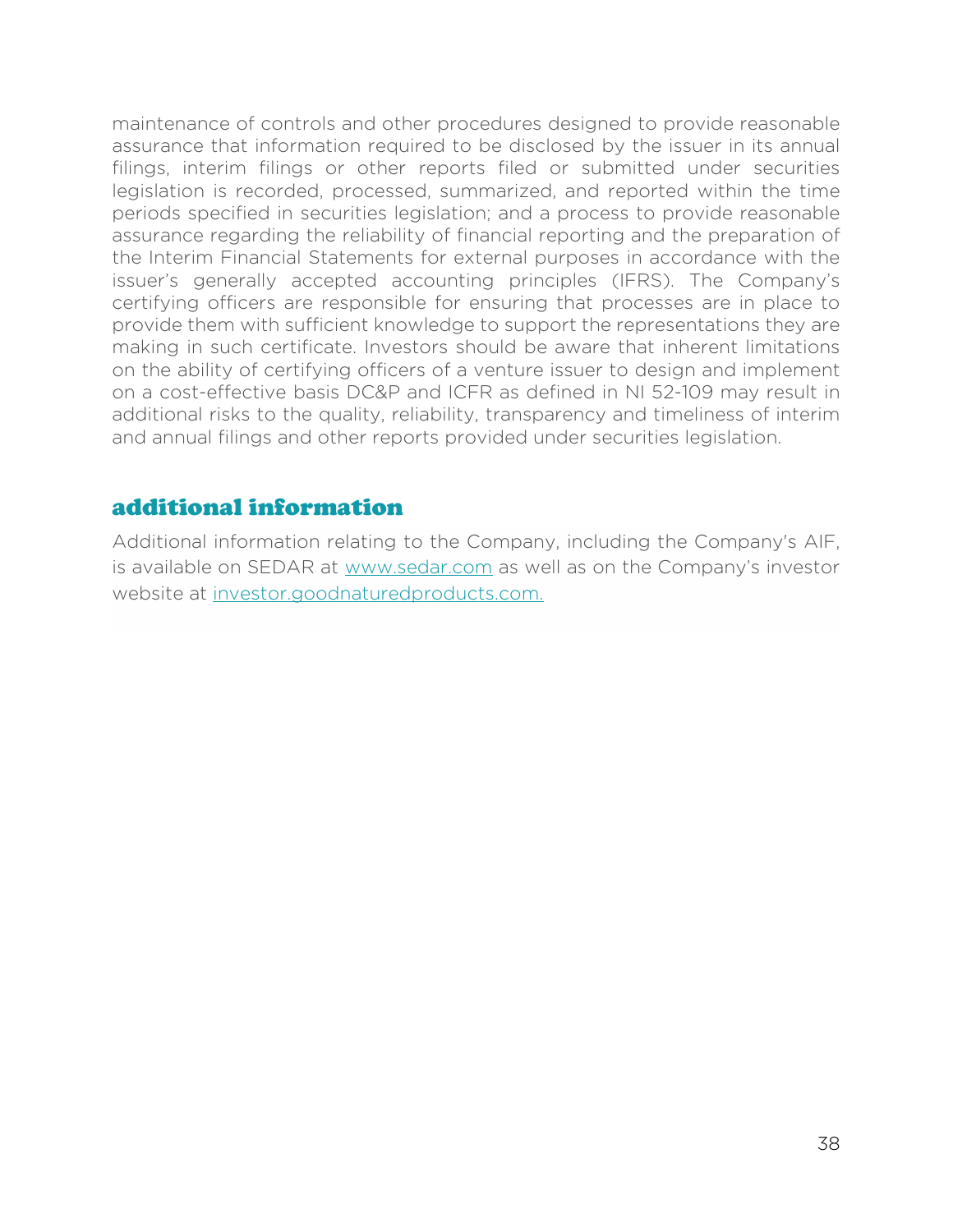maintenance of controls and other procedures designed to provide reasonable assurance that information required to be disclosed by the issuer in its annual filings, interim filings or other reports filed or submitted under securities legislation is recorded, processed, summarized, and reported within the time periods specified in securities legislation; and a process to provide reasonable assurance regarding the reliability of financial reporting and the preparation of the Interim Financial Statements for external purposes in accordance with the issuer's generally accepted accounting principles (IFRS). The Company's certifying officers are responsible for ensuring that processes are in place to provide them with sufficient knowledge to support the representations they are making in such certificate. Investors should be aware that inherent limitations on the ability of certifying officers of a venture issuer to design and implement on a cost-effective basis DC&P and ICFR as defined in NI 52-109 may result in additional risks to the quality, reliability, transparency and timeliness of interim and annual filings and other reports provided under securities legislation.

## additional information

Additional information relating to the Company, including the Company's AIF, is available on SEDAR at www.sedar.com as well as on the Company's investor website at investor.goodnaturedproducts.com.